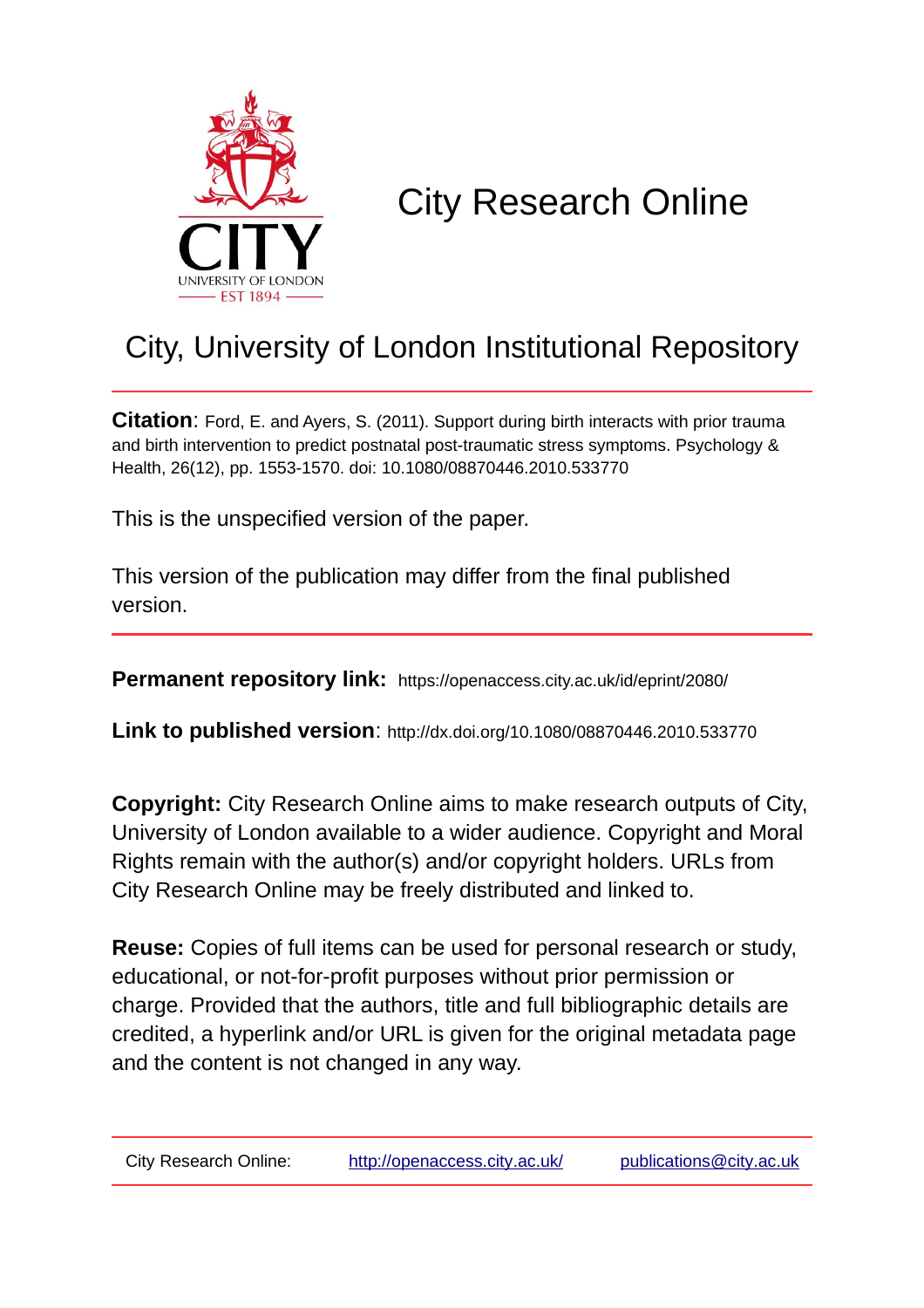# City Research Online

## City, University of London Institutional Repository

**Citation**: Ford, E. and Ayers, S. (2011). Support during birth interacts with prior trauma and birth intervention to predict postnatal post-traumatic stress symptoms. Psychology & Health, 26(12), pp. 1553-1570. doi: 10.1080/08870446.2010.533770

This is the unspecified version of the paper.

This version of the publication may differ from the final published version.

**Permanent repository link:** https://openaccess.city.ac.uk/id/eprint/2080/

**Link to published version**: http://dx.doi.org/10.1080/08870446.2010.533770

**Copyright:** City Research Online aims to make research outputs of City, University of London available to a wider audience. Copyright and Moral Rights remain with the author(s) and/or copyright holders. URLs from City Research Online may be freely distributed and linked to.

**Reuse:** Copies of full items can be used for personal research or study, educational, or not-for-profit purposes without prior permission or charge. Provided that the authors, title and full bibliographic details are credited, a hyperlink and/or URL is given for the original metadata page and the content is not changed in any way.

City Research Online: http://openaccess.city.ac.uk/ publications@city.ac.uk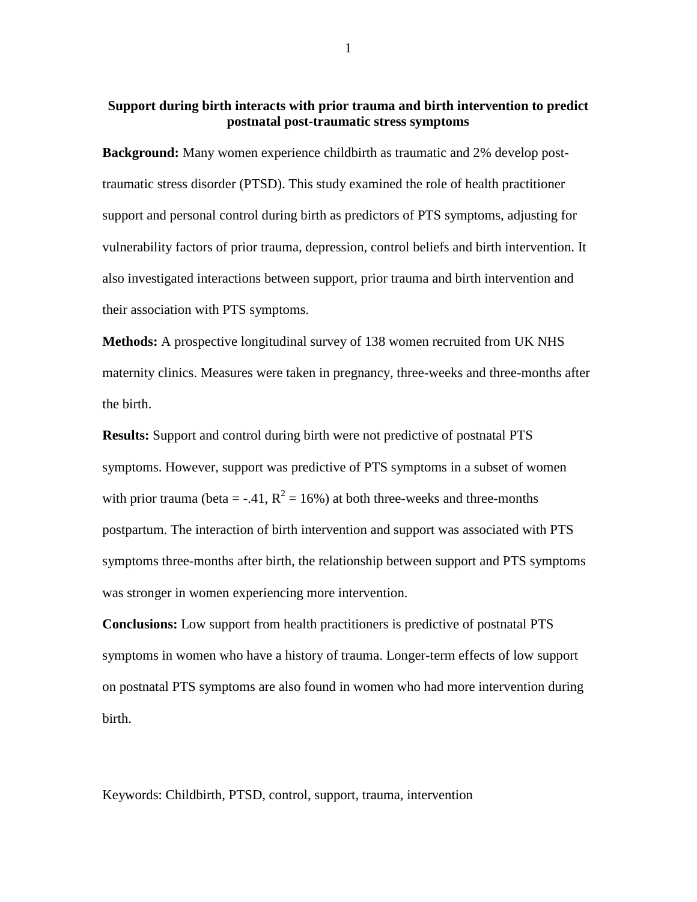**Support during birth interacts with prior trauma and birth intervention to predict postnatal post-traumatic stress symptoms**

**Background:** Many women experience childbirth as traumatic and 2% develop post-traumatic stress disorder (PTSD). This study examined the role of health practitioner support and personal control during birth as predictors of PTS symptoms, adjusting for vulnerability factors of prior trauma, depression, control beliefs and birth intervention. It also investigated interactions between support, prior trauma and birth intervention and their association with PTS symptoms.

**Methods:** A prospective longitudinal survey of 138 women recruited from UK NHS maternity clinics. Measures were taken in pregnancy, three-weeks and three-months after the birth.

**Results:** Support and control during birth were not predictive of postnatal PTS symptoms. However, support was predictive of PTS symptoms in a subset of women with prior trauma (beta = -.41, $R^2$ = 16%) at both three-weeks and three-months postpartum. The interaction of birth intervention and support was associated with PTS symptoms three-months after birth, the relationship between support and PTS symptoms was stronger in women experiencing more intervention.

**Conclusions:** Low support from health practitioners is predictive of postnatal PTS symptoms in women who have a history of trauma. Longer-term effects of low support on postnatal PTS symptoms are also found in women who had more intervention during birth.

Keywords: Childbirth, PTSD, control, support, trauma, intervention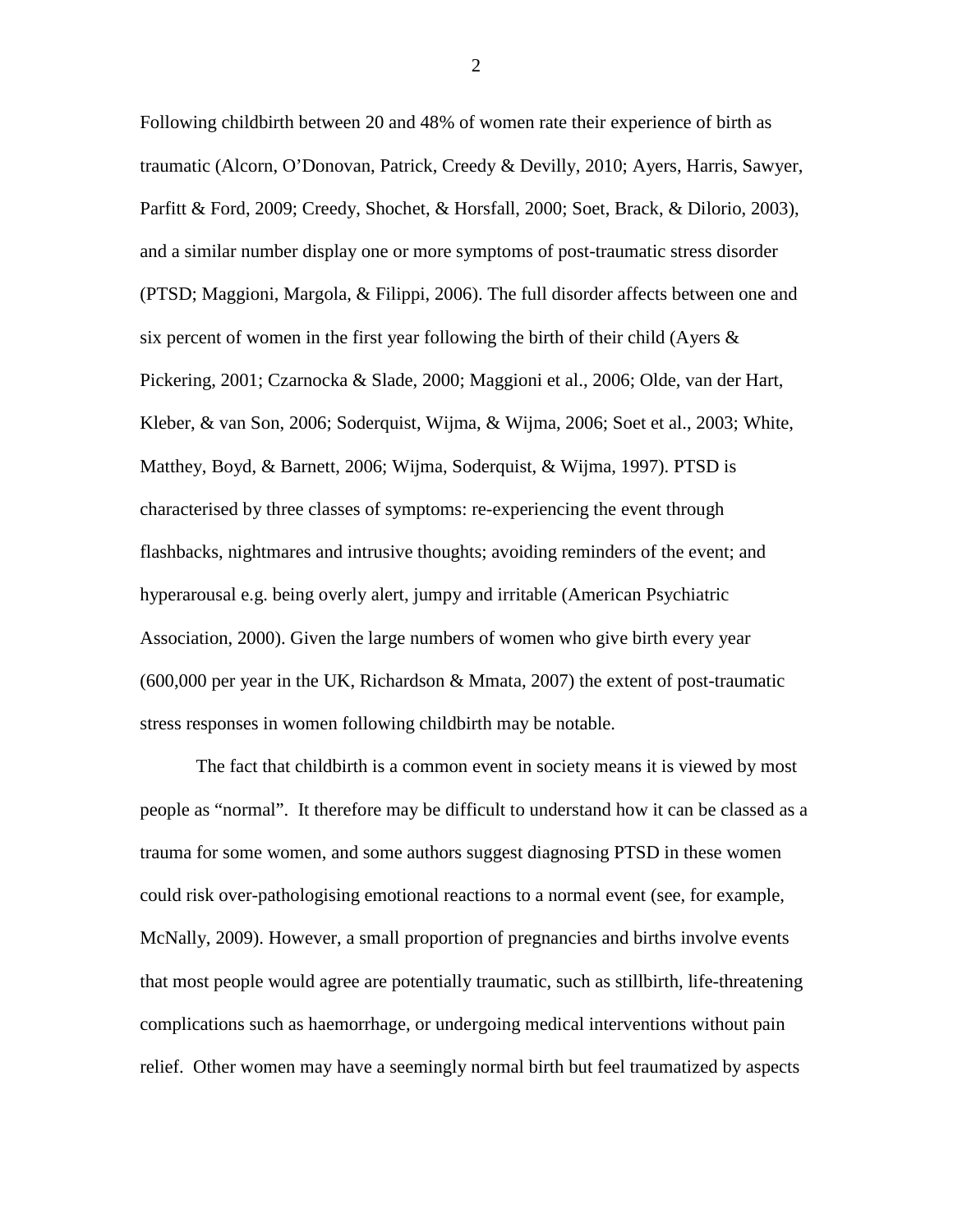Following childbirth between 20 and 48% of women rate their experience of birth as traumatic (Alcorn, O'Donovan, Patrick, Creedy & Devilly, 2010; Ayers, Harris, Sawyer, Parfitt & Ford, 2009; Creedy, Shochet, & Horsfall, 2000; Soet, Brack, & Dilorio, 2003), and a similar number display one or more symptoms of post-traumatic stress disorder (PTSD; Maggioni, Margola, & Filippi, 2006). The full disorder affects between one and six percent of women in the first year following the birth of their child (Ayers & Pickering, 2001; Czarnocka & Slade, 2000; Maggioni et al., 2006; Olde, van der Hart, Kleber, & van Son, 2006; Soderquist, Wijma, & Wijma, 2006; Soet et al., 2003; White, Matthey, Boyd, & Barnett, 2006; Wijma, Soderquist, & Wijma, 1997). PTSD is characterised by three classes of symptoms: re-experiencing the event through flashbacks, nightmares and intrusive thoughts; avoiding reminders of the event; and hyperarousal e.g. being overly alert, jumpy and irritable (American Psychiatric Association, 2000). Given the large numbers of women who give birth every year (600,000 per year in the UK, Richardson & Mmata, 2007) the extent of post-traumatic stress responses in women following childbirth may be notable.

The fact that childbirth is a common event in society means it is viewed by most people as "normal". It therefore may be difficult to understand how it can be classed as a trauma for some women, and some authors suggest diagnosing PTSD in these women could risk over-pathologising emotional reactions to a normal event (see, for example, McNally, 2009). However, a small proportion of pregnancies and births involve events that most people would agree are potentially traumatic, such as stillbirth, life-threatening complications such as haemorrhage, or undergoing medical interventions without pain relief. Other women may have a seemingly normal birth but feel traumatized by aspects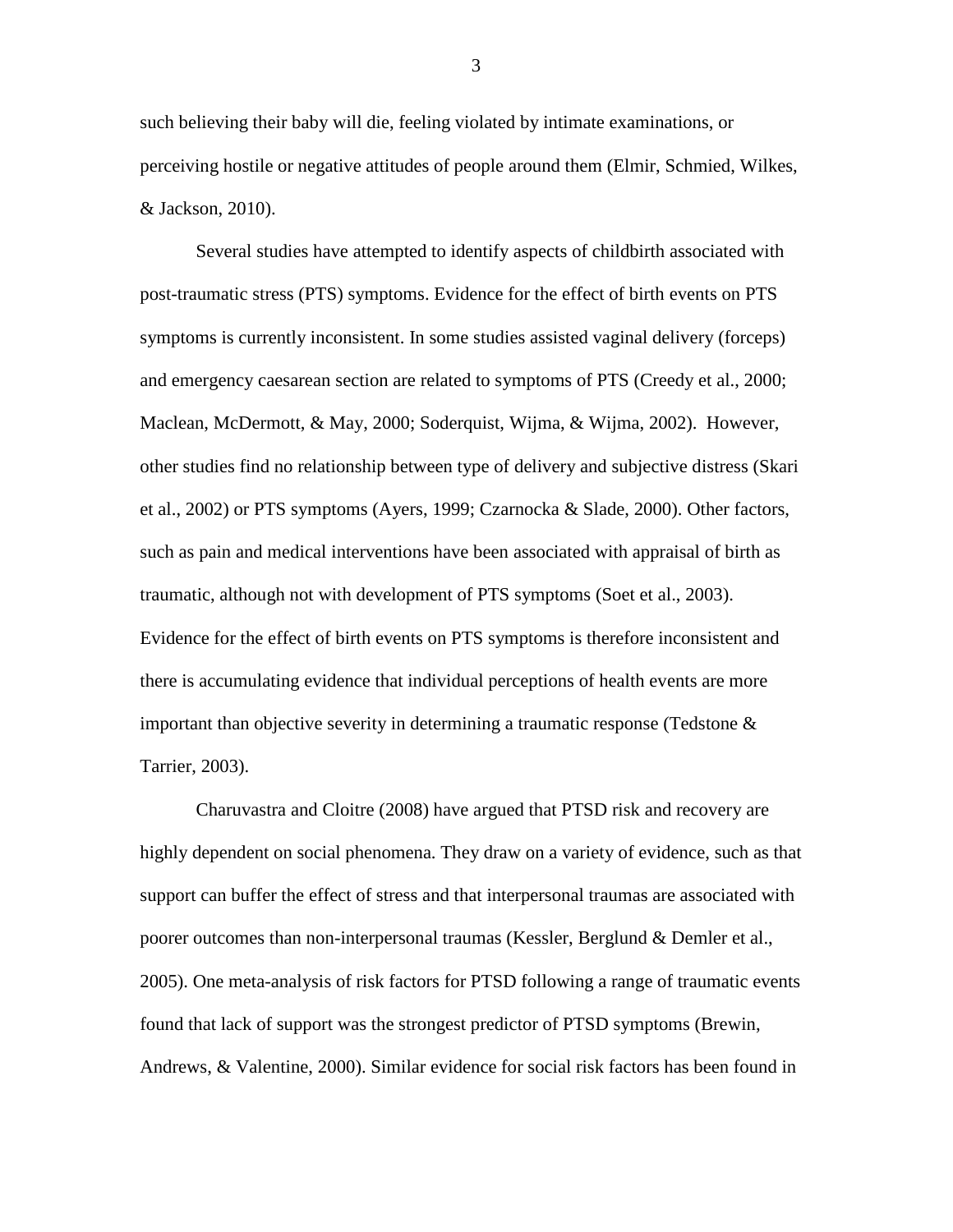such believing their baby will die, feeling violated by intimate examinations, or perceiving hostile or negative attitudes of people around them (Elmir, Schmied, Wilkes, & Jackson, 2010).

Several studies have attempted to identify aspects of childbirth associated with post-traumatic stress (PTS) symptoms. Evidence for the effect of birth events on PTS symptoms is currently inconsistent. In some studies assisted vaginal delivery (forceps) and emergency caesarean section are related to symptoms of PTS (Creedy et al., 2000; Maclean, McDermott, & May, 2000; Soderquist, Wijma, & Wijma, 2002). However, other studies find no relationship between type of delivery and subjective distress (Skari et al., 2002) or PTS symptoms (Ayers, 1999; Czarnocka & Slade, 2000). Other factors, such as pain and medical interventions have been associated with appraisal of birth as traumatic, although not with development of PTS symptoms (Soet et al., 2003). Evidence for the effect of birth events on PTS symptoms is therefore inconsistent and there is accumulating evidence that individual perceptions of health events are more important than objective severity in determining a traumatic response (Tedstone & Tarrier, 2003).

Charuvastra and Cloitre (2008) have argued that PTSD risk and recovery are highly dependent on social phenomena. They draw on a variety of evidence, such as that support can buffer the effect of stress and that interpersonal traumas are associated with poorer outcomes than non-interpersonal traumas (Kessler, Berglund & Demler et al., 2005). One meta-analysis of risk factors for PTSD following a range of traumatic events found that lack of support was the strongest predictor of PTSD symptoms (Brewin, Andrews, & Valentine, 2000). Similar evidence for social risk factors has been found in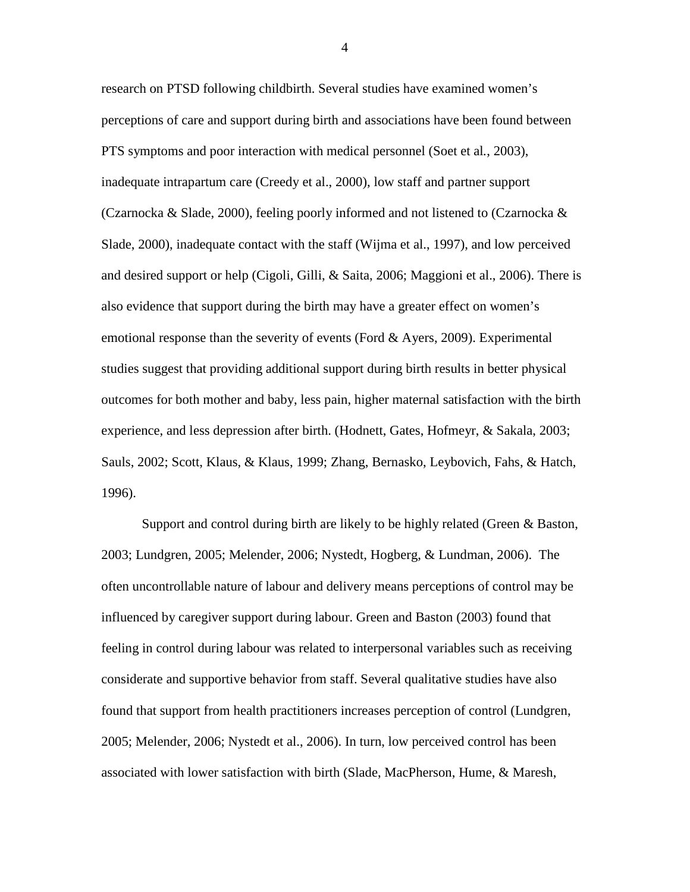research on PTSD following childbirth. Several studies have examined women's perceptions of care and support during birth and associations have been found between PTS symptoms and poor interaction with medical personnel (Soet et al., 2003), inadequate intrapartum care (Creedy et al., 2000), low staff and partner support (Czarnocka & Slade, 2000), feeling poorly informed and not listened to (Czarnocka & Slade, 2000), inadequate contact with the staff (Wijma et al., 1997), and low perceived and desired support or help (Cigoli, Gilli, & Saita, 2006; Maggioni et al., 2006). There is also evidence that support during the birth may have a greater effect on women's emotional response than the severity of events (Ford & Ayers, 2009). Experimental studies suggest that providing additional support during birth results in better physical outcomes for both mother and baby, less pain, higher maternal satisfaction with the birth experience, and less depression after birth. (Hodnett, Gates, Hofmeyr, & Sakala, 2003; Sauls, 2002; Scott, Klaus, & Klaus, 1999; Zhang, Bernasko, Leybovich, Fahs, & Hatch, 1996).

Support and control during birth are likely to be highly related (Green & Baston, 2003; Lundgren, 2005; Melender, 2006; Nystedt, Hogberg, & Lundman, 2006). The often uncontrollable nature of labour and delivery means perceptions of control may be influenced by caregiver support during labour. Green and Baston (2003) found that feeling in control during labour was related to interpersonal variables such as receiving considerate and supportive behavior from staff. Several qualitative studies have also found that support from health practitioners increases perception of control (Lundgren, 2005; Melender, 2006; Nystedt et al., 2006). In turn, low perceived control has been associated with lower satisfaction with birth (Slade, MacPherson, Hume, & Maresh,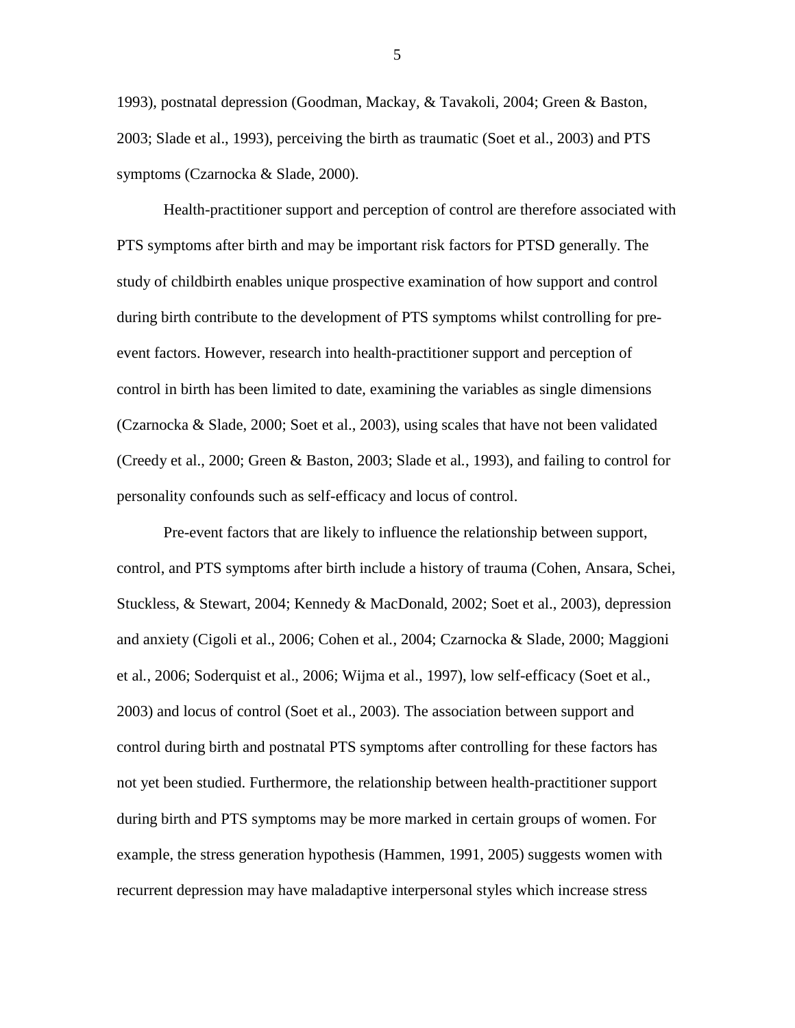1993), postnatal depression (Goodman, Mackay, & Tavakoli, 2004; Green & Baston, 2003; Slade et al., 1993), perceiving the birth as traumatic (Soet et al., 2003) and PTS symptoms (Czarnocka & Slade, 2000).

Health-practitioner support and perception of control are therefore associated with PTS symptoms after birth and may be important risk factors for PTSD generally. The study of childbirth enables unique prospective examination of how support and control during birth contribute to the development of PTS symptoms whilst controlling for pre-event factors. However, research into health-practitioner support and perception of control in birth has been limited to date, examining the variables as single dimensions (Czarnocka & Slade, 2000; Soet et al., 2003), using scales that have not been validated (Creedy et al., 2000; Green & Baston, 2003; Slade et al., 1993), and failing to control for personality confounds such as self-efficacy and locus of control.

Pre-event factors that are likely to influence the relationship between support, control, and PTS symptoms after birth include a history of trauma (Cohen, Ansara, Schei, Stuckless, & Stewart, 2004; Kennedy & MacDonald, 2002; Soet et al., 2003), depression and anxiety (Cigoli et al., 2006; Cohen et al., 2004; Czarnocka & Slade, 2000; Maggioni et al., 2006; Soderquist et al., 2006; Wijma et al., 1997), low self-efficacy (Soet et al., 2003) and locus of control (Soet et al., 2003). The association between support and control during birth and postnatal PTS symptoms after controlling for these factors has not yet been studied. Furthermore, the relationship between health-practitioner support during birth and PTS symptoms may be more marked in certain groups of women. For example, the stress generation hypothesis (Hammen, 1991, 2005) suggests women with recurrent depression may have maladaptive interpersonal styles which increase stress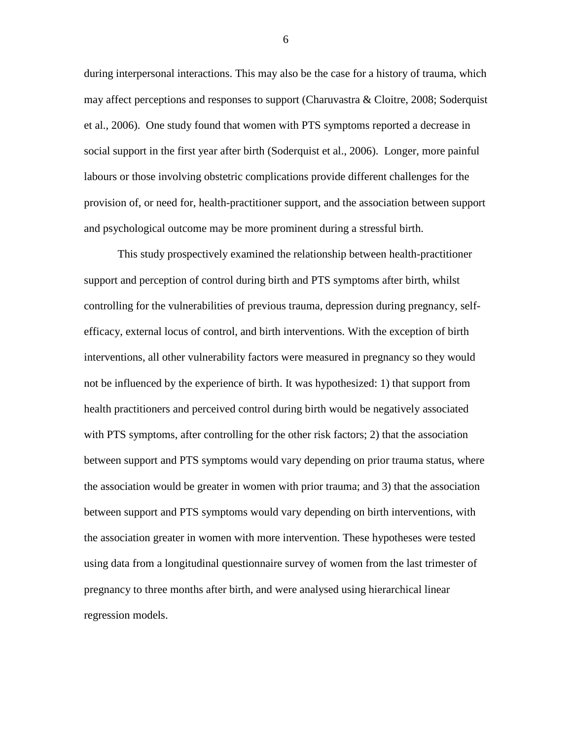during interpersonal interactions. This may also be the case for a history of trauma, which may affect perceptions and responses to support (Charuvastra & Cloitre, 2008; Soderquist et al., 2006). One study found that women with PTS symptoms reported a decrease in social support in the first year after birth (Soderquist et al., 2006). Longer, more painful labours or those involving obstetric complications provide different challenges for the provision of, or need for, health-practitioner support, and the association between support and psychological outcome may be more prominent during a stressful birth.

This study prospectively examined the relationship between health-practitioner support and perception of control during birth and PTS symptoms after birth, whilst controlling for the vulnerabilities of previous trauma, depression during pregnancy, self-efficacy, external locus of control, and birth interventions. With the exception of birth interventions, all other vulnerability factors were measured in pregnancy so they would not be influenced by the experience of birth. It was hypothesized: 1) that support from health practitioners and perceived control during birth would be negatively associated with PTS symptoms, after controlling for the other risk factors; 2) that the association between support and PTS symptoms would vary depending on prior trauma status, where the association would be greater in women with prior trauma; and 3) that the association between support and PTS symptoms would vary depending on birth interventions, with the association greater in women with more intervention. These hypotheses were tested using data from a longitudinal questionnaire survey of women from the last trimester of pregnancy to three months after birth, and were analysed using hierarchical linear regression models.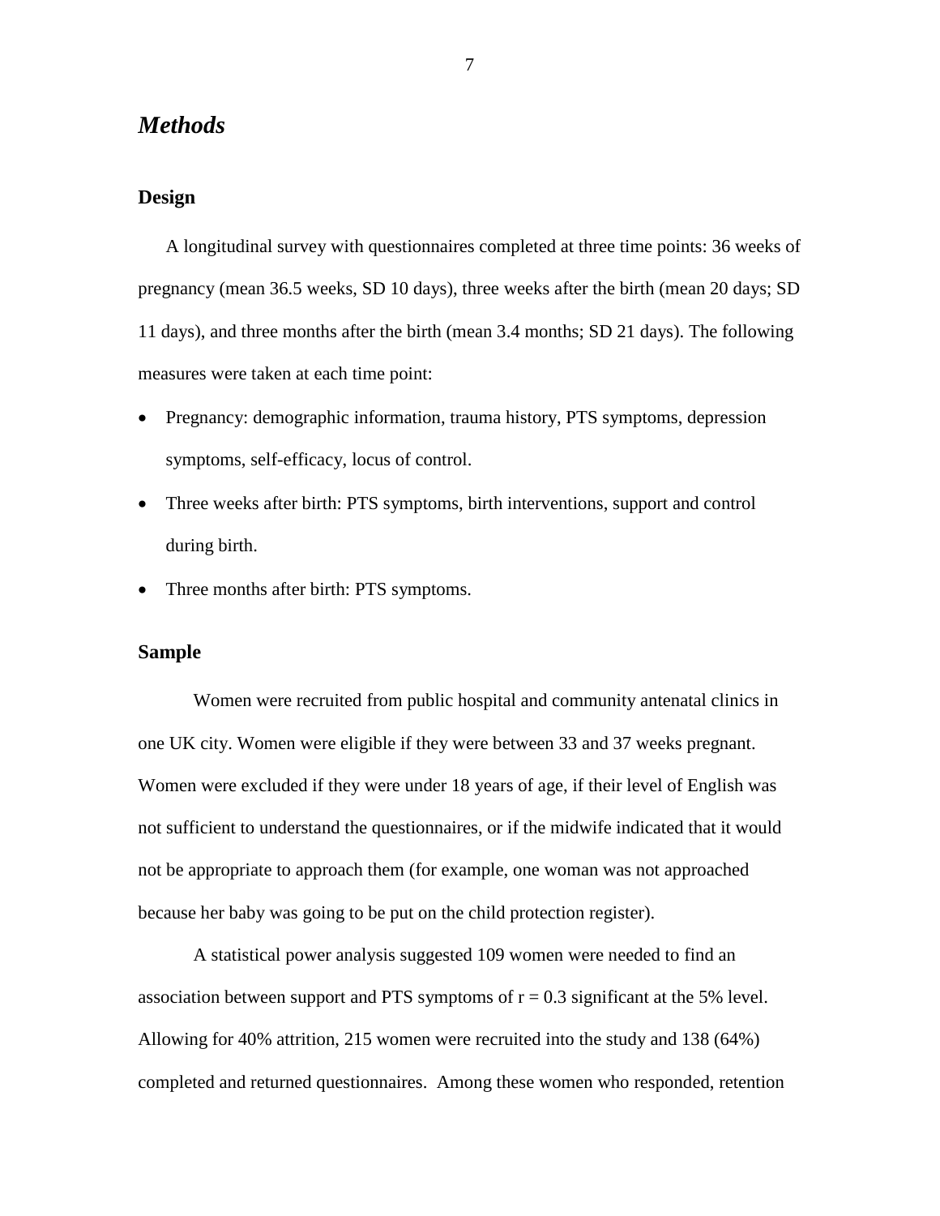## *Methods*

### Design

A longitudinal survey with questionnaires completed at three time points: 36 weeks of pregnancy (mean 36.5 weeks, SD 10 days), three weeks after the birth (mean 20 days; SD 11 days), and three months after the birth (mean 3.4 months; SD 21 days). The following measures were taken at each time point:

- Pregnancy: demographic information, trauma history, PTS symptoms, depression symptoms, self-efficacy, locus of control.
- Three weeks after birth: PTS symptoms, birth interventions, support and control during birth.
- Three months after birth: PTS symptoms.

### Sample

Women were recruited from public hospital and community antenatal clinics in one UK city. Women were eligible if they were between 33 and 37 weeks pregnant. Women were excluded if they were under 18 years of age, if their level of English was not sufficient to understand the questionnaires, or if the midwife indicated that it would not be appropriate to approach them (for example, one woman was not approached because her baby was going to be put on the child protection register).

A statistical power analysis suggested 109 women were needed to find an association between support and PTS symptoms of $r = 0.3$ significant at the 5% level. Allowing for 40% attrition, 215 women were recruited into the study and 138 (64%) completed and returned questionnaires. Among these women who responded, retention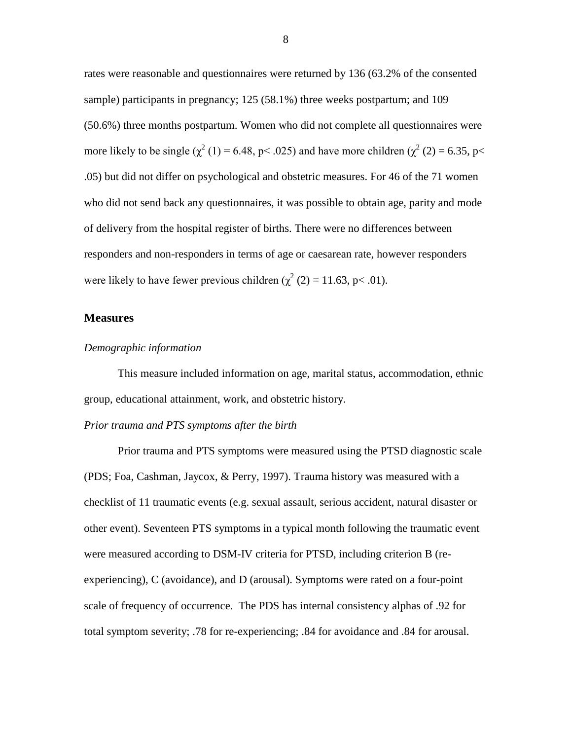rates were reasonable and questionnaires were returned by 136 (63.2% of the consented sample) participants in pregnancy; 125 (58.1%) three weeks postpartum; and 109 (50.6%) three months postpartum. Women who did not complete all questionnaires were more likely to be single ($\chi^2$ (1) = 6.48, p< .025) and have more children ($\chi^2$ (2) = 6.35, p< .05) but did not differ on psychological and obstetric measures. For 46 of the 71 women who did not send back any questionnaires, it was possible to obtain age, parity and mode of delivery from the hospital register of births. There were no differences between responders and non-responders in terms of age or caesarean rate, however responders were likely to have fewer previous children ($\chi^2$ (2) = 11.63, p< .01).

## Measures

*Demographic information*

This measure included information on age, marital status, accommodation, ethnic group, educational attainment, work, and obstetric history.

*Prior trauma and PTS symptoms after the birth*

Prior trauma and PTS symptoms were measured using the PTSD diagnostic scale (PDS; Foa, Cashman, Jaycox, & Perry, 1997). Trauma history was measured with a checklist of 11 traumatic events (e.g. sexual assault, serious accident, natural disaster or other event). Seventeen PTS symptoms in a typical month following the traumatic event were measured according to DSM-IV criteria for PTSD, including criterion B (re-experiencing), C (avoidance), and D (arousal). Symptoms were rated on a four-point scale of frequency of occurrence. The PDS has internal consistency alphas of .92 for total symptom severity; .78 for re-experiencing; .84 for avoidance and .84 for arousal.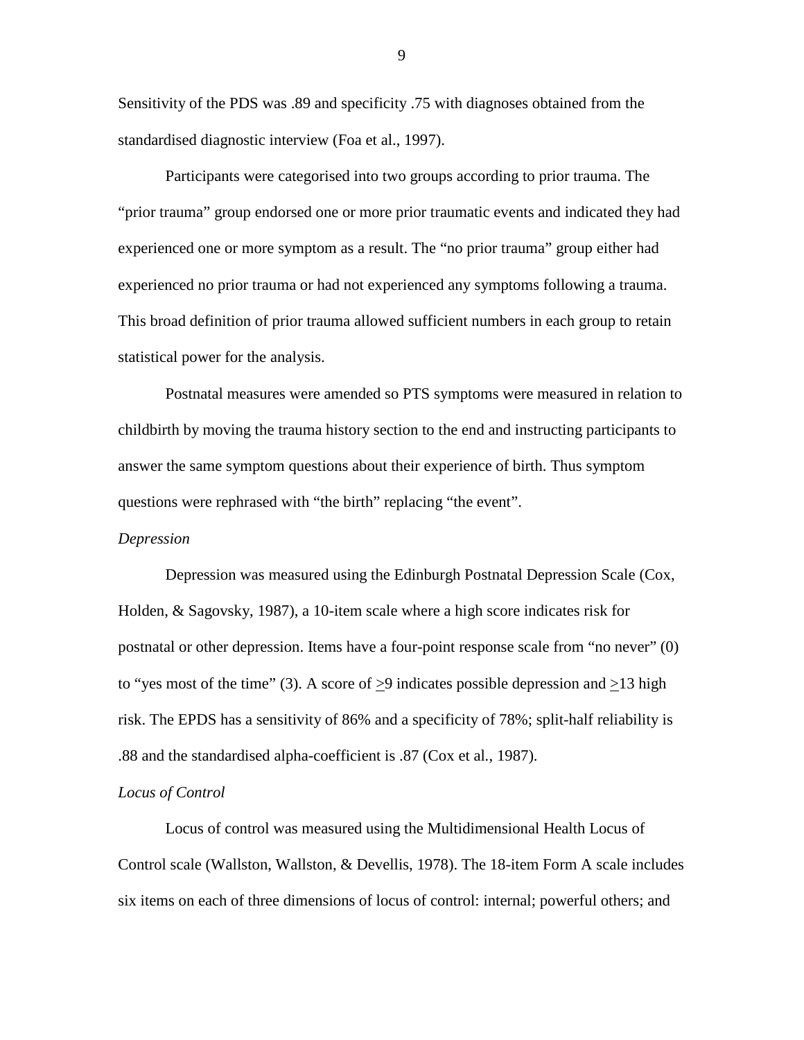Sensitivity of the PDS was .89 and specificity .75 with diagnoses obtained from the standardised diagnostic interview (Foa et al., 1997).

Participants were categorised into two groups according to prior trauma. The "prior trauma" group endorsed one or more prior traumatic events and indicated they had experienced one or more symptom as a result. The "no prior trauma" group either had experienced no prior trauma or had not experienced any symptoms following a trauma. This broad definition of prior trauma allowed sufficient numbers in each group to retain statistical power for the analysis.

Postnatal measures were amended so PTS symptoms were measured in relation to childbirth by moving the trauma history section to the end and instructing participants to answer the same symptom questions about their experience of birth. Thus symptom questions were rephrased with "the birth" replacing "the event".

*Depression*

Depression was measured using the Edinburgh Postnatal Depression Scale (Cox, Holden, & Sagovsky, 1987), a 10-item scale where a high score indicates risk for postnatal or other depression. Items have a four-point response scale from "no never" (0) to "yes most of the time" (3). A score of $\geq$9 indicates possible depression and $\geq$13 high risk. The EPDS has a sensitivity of 86% and a specificity of 78%; split-half reliability is .88 and the standardised alpha-coefficient is .87 (Cox et al., 1987).

*Locus of Control*

Locus of control was measured using the Multidimensional Health Locus of Control scale (Wallston, Wallston, & Devellis, 1978). The 18-item Form A scale includes six items on each of three dimensions of locus of control: internal; powerful others; and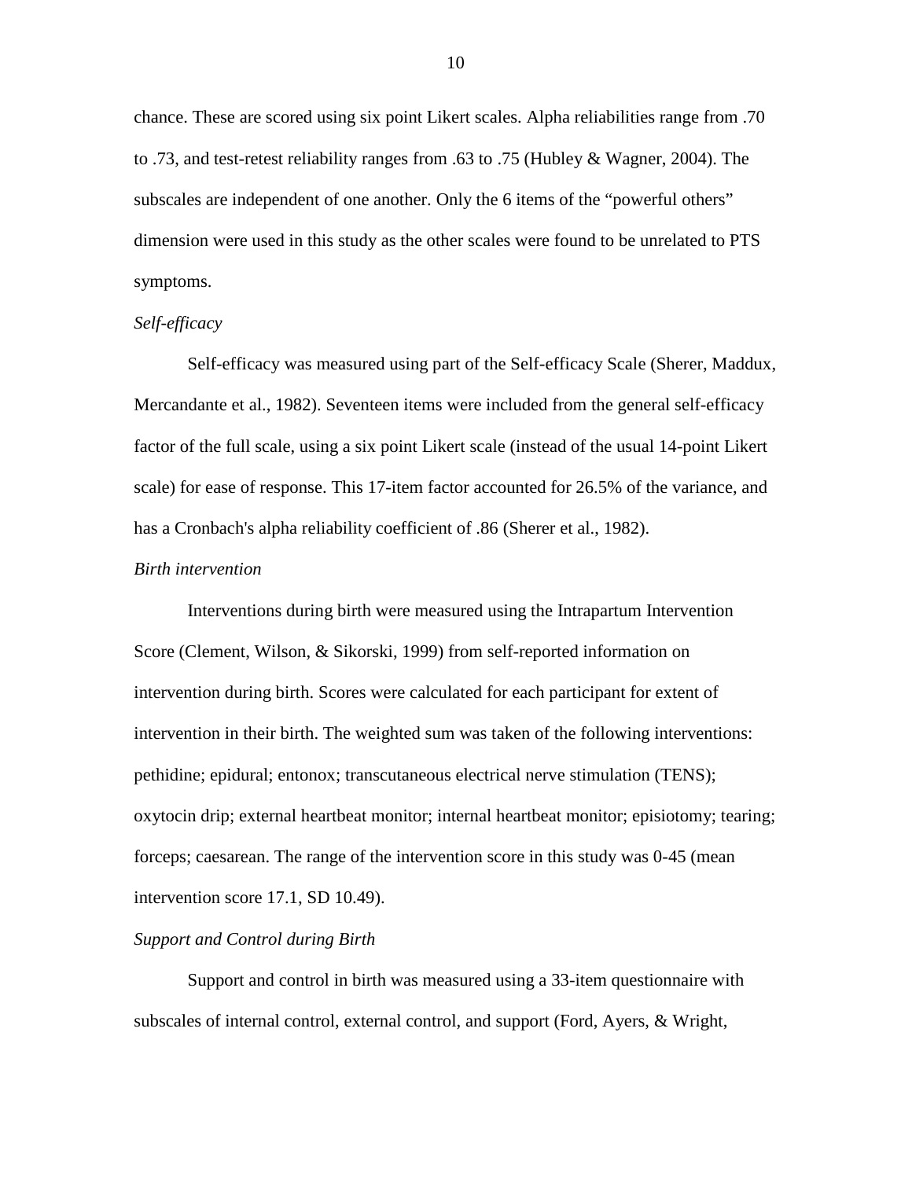chance. These are scored using six point Likert scales. Alpha reliabilities range from .70 to .73, and test-retest reliability ranges from .63 to .75 (Hubley & Wagner, 2004). The subscales are independent of one another. Only the 6 items of the "powerful others" dimension were used in this study as the other scales were found to be unrelated to PTS symptoms.

*Self-efficacy*

Self-efficacy was measured using part of the Self-efficacy Scale (Sherer, Maddux, Mercandante et al., 1982). Seventeen items were included from the general self-efficacy factor of the full scale, using a six point Likert scale (instead of the usual 14-point Likert scale) for ease of response. This 17-item factor accounted for 26.5% of the variance, and has a Cronbach's alpha reliability coefficient of .86 (Sherer et al., 1982).

*Birth intervention*

Interventions during birth were measured using the Intrapartum Intervention Score (Clement, Wilson, & Sikorski, 1999) from self-reported information on intervention during birth. Scores were calculated for each participant for extent of intervention in their birth. The weighted sum was taken of the following interventions: pethidine; epidural; entonox; transcutaneous electrical nerve stimulation (TENS); oxytocin drip; external heartbeat monitor; internal heartbeat monitor; episiotomy; tearing; forceps; caesarean. The range of the intervention score in this study was 0-45 (mean intervention score 17.1, SD 10.49).

*Support and Control during Birth*

Support and control in birth was measured using a 33-item questionnaire with subscales of internal control, external control, and support (Ford, Ayers, & Wright,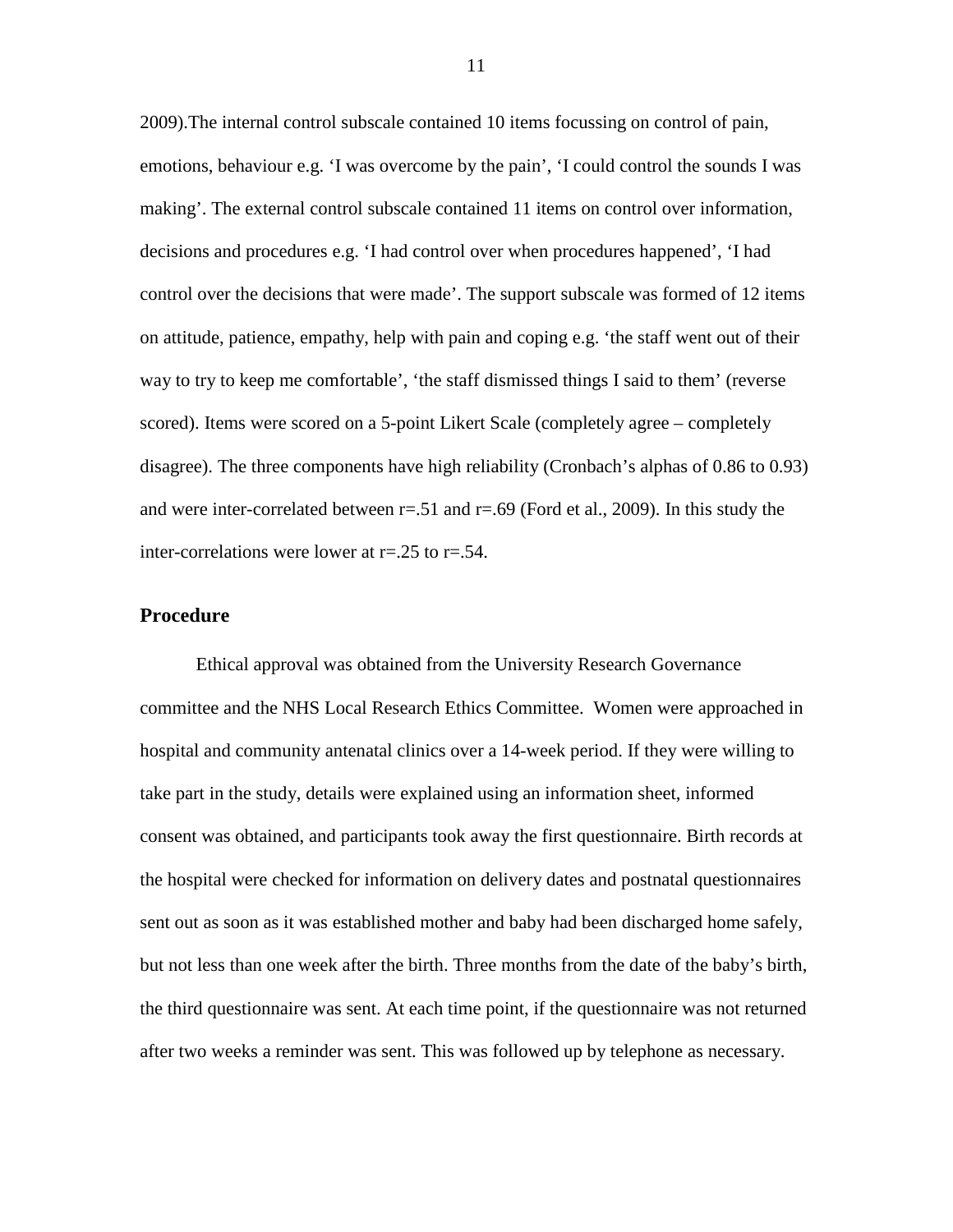2009).The internal control subscale contained 10 items focussing on control of pain, emotions, behaviour e.g. 'I was overcome by the pain', 'I could control the sounds I was making'. The external control subscale contained 11 items on control over information, decisions and procedures e.g. 'I had control over when procedures happened', 'I had control over the decisions that were made'. The support subscale was formed of 12 items on attitude, patience, empathy, help with pain and coping e.g. 'the staff went out of their way to try to keep me comfortable', 'the staff dismissed things I said to them' (reverse scored). Items were scored on a 5-point Likert Scale (completely agree – completely disagree). The three components have high reliability (Cronbach's alphas of 0.86 to 0.93) and were inter-correlated between r=.51 and r=.69 (Ford et al., 2009). In this study the inter-correlations were lower at r=.25 to r=.54.

## Procedure

Ethical approval was obtained from the University Research Governance committee and the NHS Local Research Ethics Committee. Women were approached in hospital and community antenatal clinics over a 14-week period. If they were willing to take part in the study, details were explained using an information sheet, informed consent was obtained, and participants took away the first questionnaire. Birth records at the hospital were checked for information on delivery dates and postnatal questionnaires sent out as soon as it was established mother and baby had been discharged home safely, but not less than one week after the birth. Three months from the date of the baby's birth, the third questionnaire was sent. At each time point, if the questionnaire was not returned after two weeks a reminder was sent. This was followed up by telephone as necessary.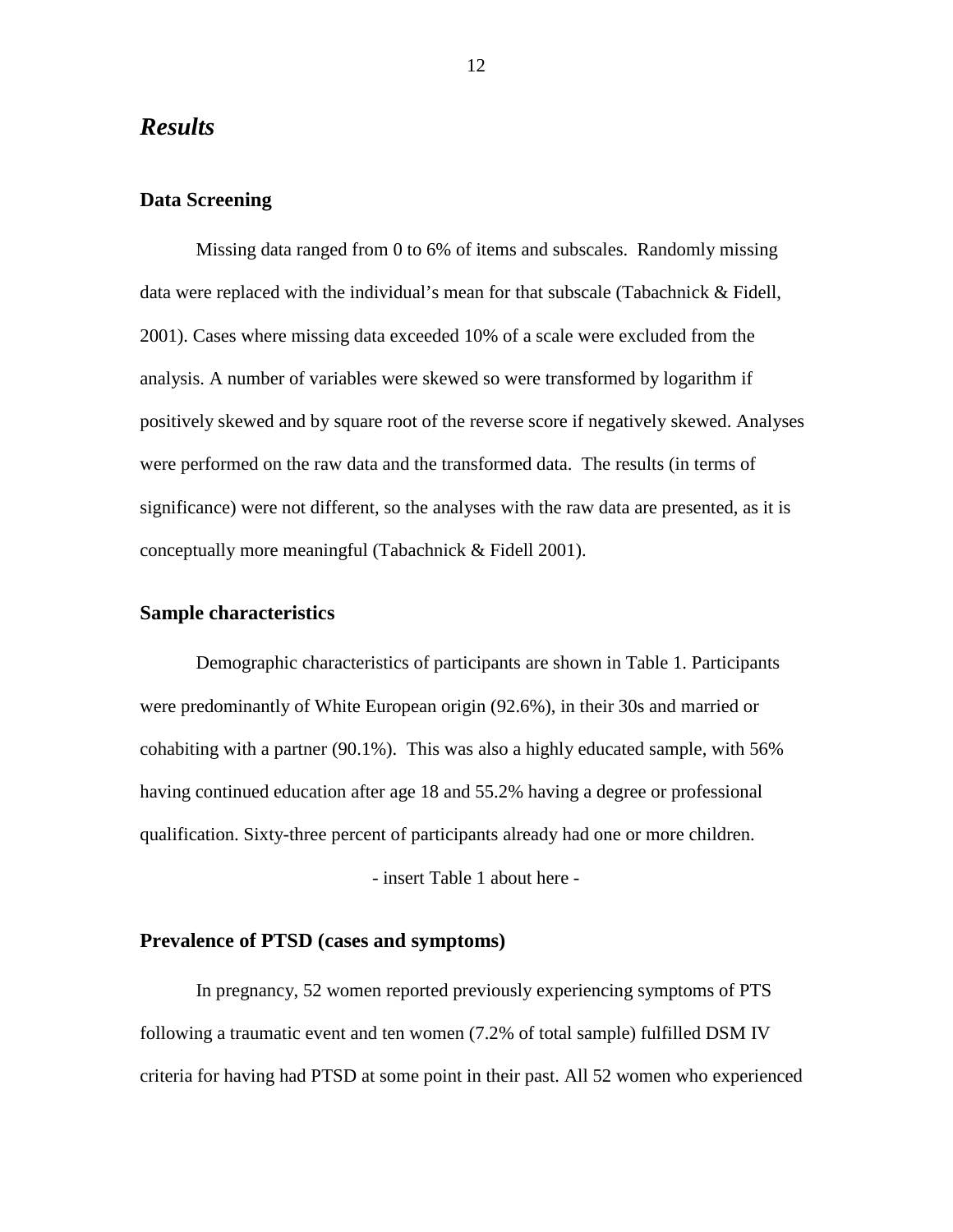## *Results*

### Data Screening

Missing data ranged from 0 to 6% of items and subscales. Randomly missing data were replaced with the individual's mean for that subscale (Tabachnick & Fidell, 2001). Cases where missing data exceeded 10% of a scale were excluded from the analysis. A number of variables were skewed so were transformed by logarithm if positively skewed and by square root of the reverse score if negatively skewed. Analyses were performed on the raw data and the transformed data. The results (in terms of significance) were not different, so the analyses with the raw data are presented, as it is conceptually more meaningful (Tabachnick & Fidell 2001).

### Sample characteristics

Demographic characteristics of participants are shown in Table 1. Participants were predominantly of White European origin (92.6%), in their 30s and married or cohabiting with a partner (90.1%). This was also a highly educated sample, with 56% having continued education after age 18 and 55.2% having a degree or professional qualification. Sixty-three percent of participants already had one or more children.

- insert Table 1 about here -

### Prevalence of PTSD (cases and symptoms)

In pregnancy, 52 women reported previously experiencing symptoms of PTS following a traumatic event and ten women (7.2% of total sample) fulfilled DSM IV criteria for having had PTSD at some point in their past. All 52 women who experienced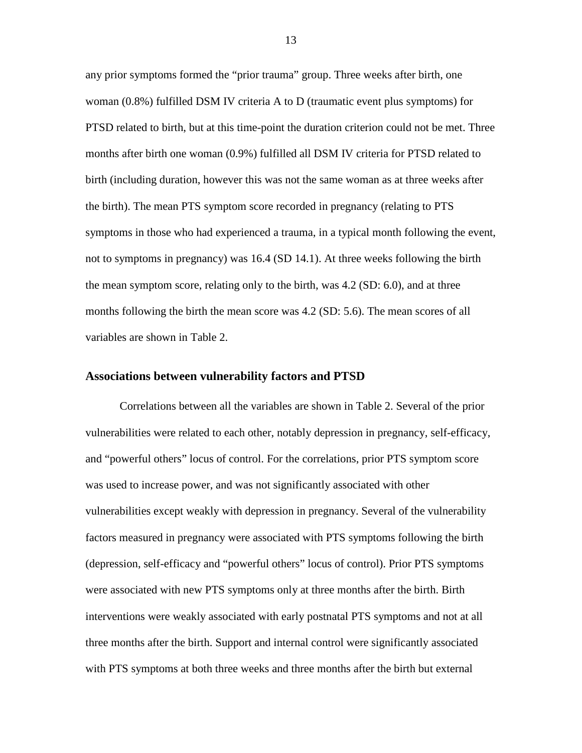any prior symptoms formed the "prior trauma" group. Three weeks after birth, one woman (0.8%) fulfilled DSM IV criteria A to D (traumatic event plus symptoms) for PTSD related to birth, but at this time-point the duration criterion could not be met. Three months after birth one woman (0.9%) fulfilled all DSM IV criteria for PTSD related to birth (including duration, however this was not the same woman as at three weeks after the birth). The mean PTS symptom score recorded in pregnancy (relating to PTS symptoms in those who had experienced a trauma, in a typical month following the event, not to symptoms in pregnancy) was 16.4 (SD 14.1). At three weeks following the birth the mean symptom score, relating only to the birth, was 4.2 (SD: 6.0), and at three months following the birth the mean score was 4.2 (SD: 5.6). The mean scores of all variables are shown in Table 2.

## Associations between vulnerability factors and PTSD

Correlations between all the variables are shown in Table 2. Several of the prior vulnerabilities were related to each other, notably depression in pregnancy, self-efficacy, and "powerful others" locus of control. For the correlations, prior PTS symptom score was used to increase power, and was not significantly associated with other vulnerabilities except weakly with depression in pregnancy. Several of the vulnerability factors measured in pregnancy were associated with PTS symptoms following the birth (depression, self-efficacy and "powerful others" locus of control). Prior PTS symptoms were associated with new PTS symptoms only at three months after the birth. Birth interventions were weakly associated with early postnatal PTS symptoms and not at all three months after the birth. Support and internal control were significantly associated with PTS symptoms at both three weeks and three months after the birth but external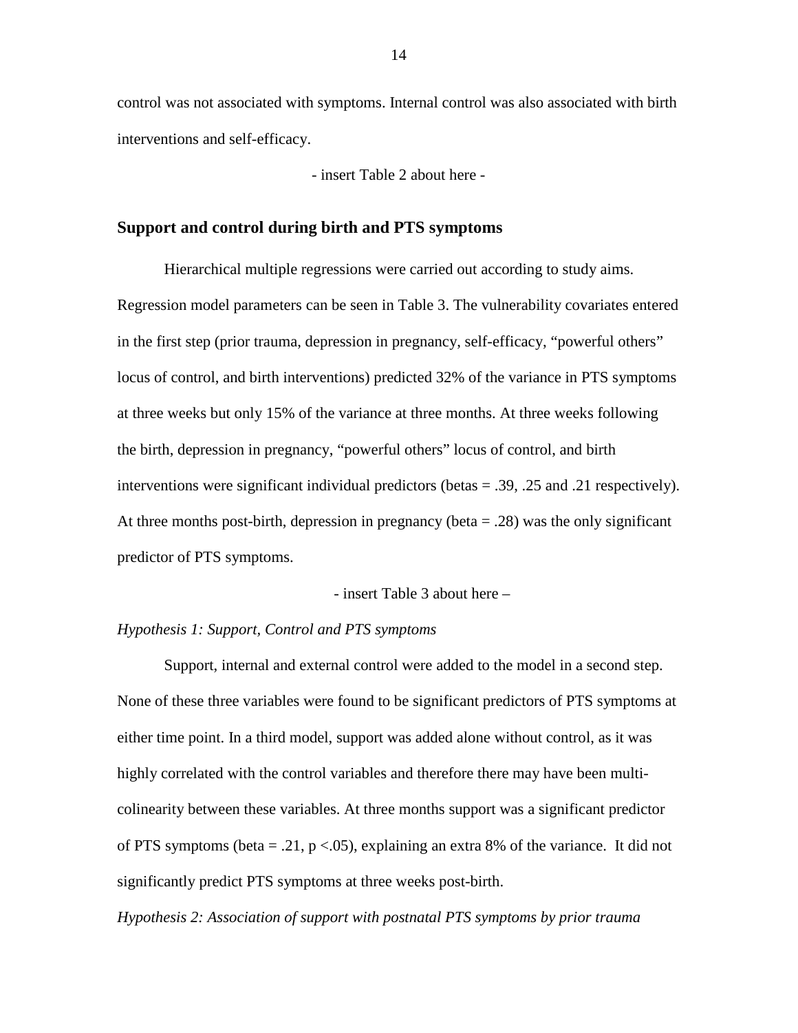control was not associated with symptoms. Internal control was also associated with birth interventions and self-efficacy.

- insert Table 2 about here -

## Support and control during birth and PTS symptoms

Hierarchical multiple regressions were carried out according to study aims. Regression model parameters can be seen in Table 3. The vulnerability covariates entered in the first step (prior trauma, depression in pregnancy, self-efficacy, "powerful others" locus of control, and birth interventions) predicted 32% of the variance in PTS symptoms at three weeks but only 15% of the variance at three months. At three weeks following the birth, depression in pregnancy, "powerful others" locus of control, and birth interventions were significant individual predictors (betas = .39, .25 and .21 respectively). At three months post-birth, depression in pregnancy (beta = .28) was the only significant predictor of PTS symptoms.

- insert Table 3 about here –

*Hypothesis 1: Support, Control and PTS symptoms*

Support, internal and external control were added to the model in a second step. None of these three variables were found to be significant predictors of PTS symptoms at either time point. In a third model, support was added alone without control, as it was highly correlated with the control variables and therefore there may have been multi-colinearity between these variables. At three months support was a significant predictor of PTS symptoms (beta = .21, $p < .05$), explaining an extra 8% of the variance. It did not significantly predict PTS symptoms at three weeks post-birth.

*Hypothesis 2: Association of support with postnatal PTS symptoms by prior trauma*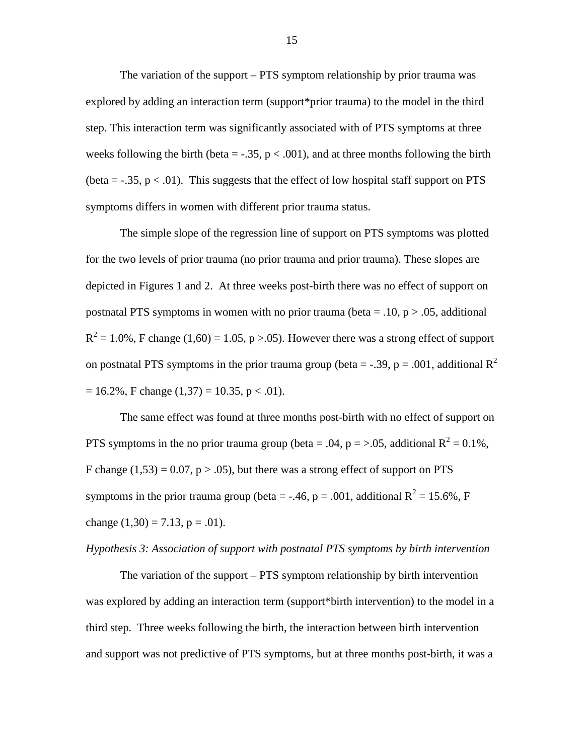The variation of the support – PTS symptom relationship by prior trauma was explored by adding an interaction term (support*prior trauma) to the model in the third step. This interaction term was significantly associated with of PTS symptoms at three weeks following the birth (beta = -.35, $p < .001$), and at three months following the birth (beta = -.35, $p < .01$). This suggests that the effect of low hospital staff support on PTS symptoms differs in women with different prior trauma status.

The simple slope of the regression line of support on PTS symptoms was plotted for the two levels of prior trauma (no prior trauma and prior trauma). These slopes are depicted in Figures 1 and 2. At three weeks post-birth there was no effect of support on postnatal PTS symptoms in women with no prior trauma (beta = .10, $p > .05$, additional $R^2$ = 1.0%, F change $(1,60) = 1.05$, $p > .05$). However there was a strong effect of support on postnatal PTS symptoms in the prior trauma group (beta = -.39, $p = .001$, additional $R^2$ = 16.2%, F change $(1,37) = 10.35$, $p < .01$).

The same effect was found at three months post-birth with no effect of support on PTS symptoms in the no prior trauma group (beta = .04, p = >.05, additional $R^2$ = 0.1%, F change $(1,53) = 0.07$, $p > .05$), but there was a strong effect of support on PTS symptoms in the prior trauma group (beta = -.46, $p = .001$, additional $R^2$ = 15.6%, F change $(1,30) = 7.13$, $p = .01$).

*Hypothesis 3: Association of support with postnatal PTS symptoms by birth intervention*

The variation of the support – PTS symptom relationship by birth intervention was explored by adding an interaction term (support*birth intervention) to the model in a third step. Three weeks following the birth, the interaction between birth intervention and support was not predictive of PTS symptoms, but at three months post-birth, it was a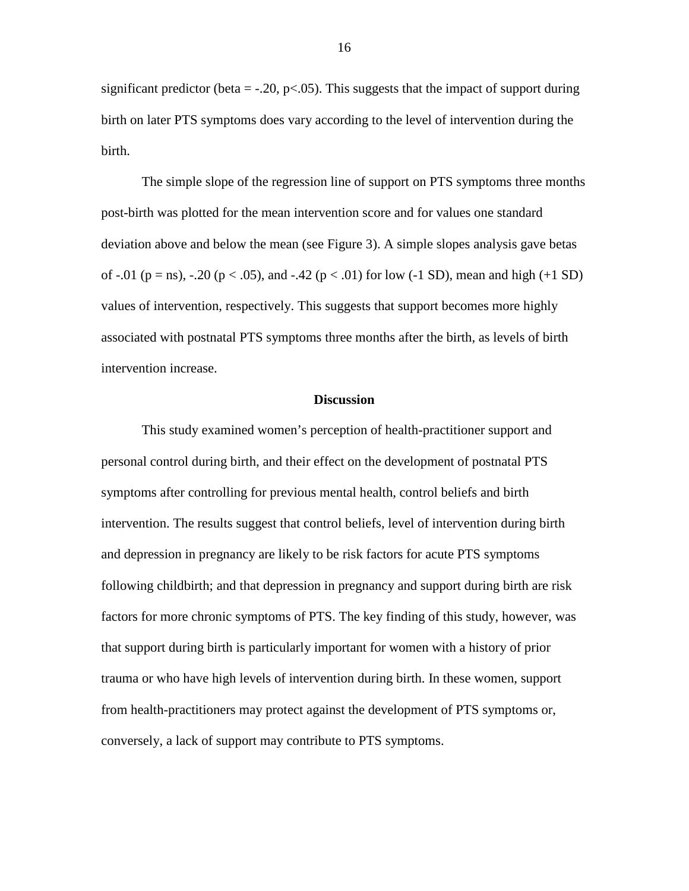significant predictor (beta = -.20, $p<.05$). This suggests that the impact of support during birth on later PTS symptoms does vary according to the level of intervention during the birth.

The simple slope of the regression line of support on PTS symptoms three months post-birth was plotted for the mean intervention score and for values one standard deviation above and below the mean (see Figure 3). A simple slopes analysis gave betas of -.01 (p = ns), -.20 ($p < .05$), and -.42 ($p < .01$) for low (-1 SD), mean and high (+1 SD) values of intervention, respectively. This suggests that support becomes more highly associated with postnatal PTS symptoms three months after the birth, as levels of birth intervention increase.

## Discussion

This study examined women's perception of health-practitioner support and personal control during birth, and their effect on the development of postnatal PTS symptoms after controlling for previous mental health, control beliefs and birth intervention. The results suggest that control beliefs, level of intervention during birth and depression in pregnancy are likely to be risk factors for acute PTS symptoms following childbirth; and that depression in pregnancy and support during birth are risk factors for more chronic symptoms of PTS. The key finding of this study, however, was that support during birth is particularly important for women with a history of prior trauma or who have high levels of intervention during birth. In these women, support from health-practitioners may protect against the development of PTS symptoms or, conversely, a lack of support may contribute to PTS symptoms.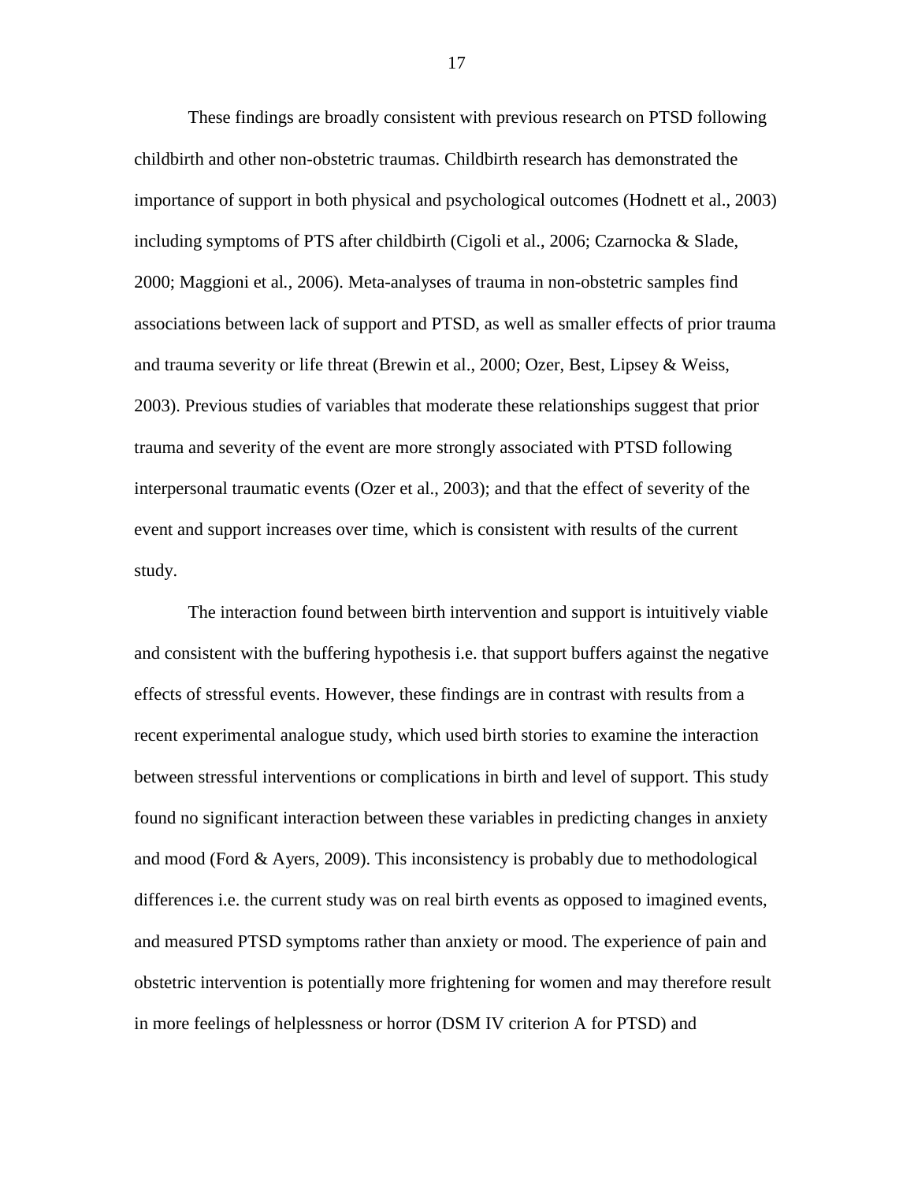These findings are broadly consistent with previous research on PTSD following childbirth and other non-obstetric traumas. Childbirth research has demonstrated the importance of support in both physical and psychological outcomes (Hodnett et al., 2003) including symptoms of PTS after childbirth (Cigoli et al., 2006; Czarnocka & Slade, 2000; Maggioni et al., 2006). Meta-analyses of trauma in non-obstetric samples find associations between lack of support and PTSD, as well as smaller effects of prior trauma and trauma severity or life threat (Brewin et al., 2000; Ozer, Best, Lipsey & Weiss, 2003). Previous studies of variables that moderate these relationships suggest that prior trauma and severity of the event are more strongly associated with PTSD following interpersonal traumatic events (Ozer et al., 2003); and that the effect of severity of the event and support increases over time, which is consistent with results of the current study.

The interaction found between birth intervention and support is intuitively viable and consistent with the buffering hypothesis i.e. that support buffers against the negative effects of stressful events. However, these findings are in contrast with results from a recent experimental analogue study, which used birth stories to examine the interaction between stressful interventions or complications in birth and level of support. This study found no significant interaction between these variables in predicting changes in anxiety and mood (Ford & Ayers, 2009). This inconsistency is probably due to methodological differences i.e. the current study was on real birth events as opposed to imagined events, and measured PTSD symptoms rather than anxiety or mood. The experience of pain and obstetric intervention is potentially more frightening for women and may therefore result in more feelings of helplessness or horror (DSM IV criterion A for PTSD) and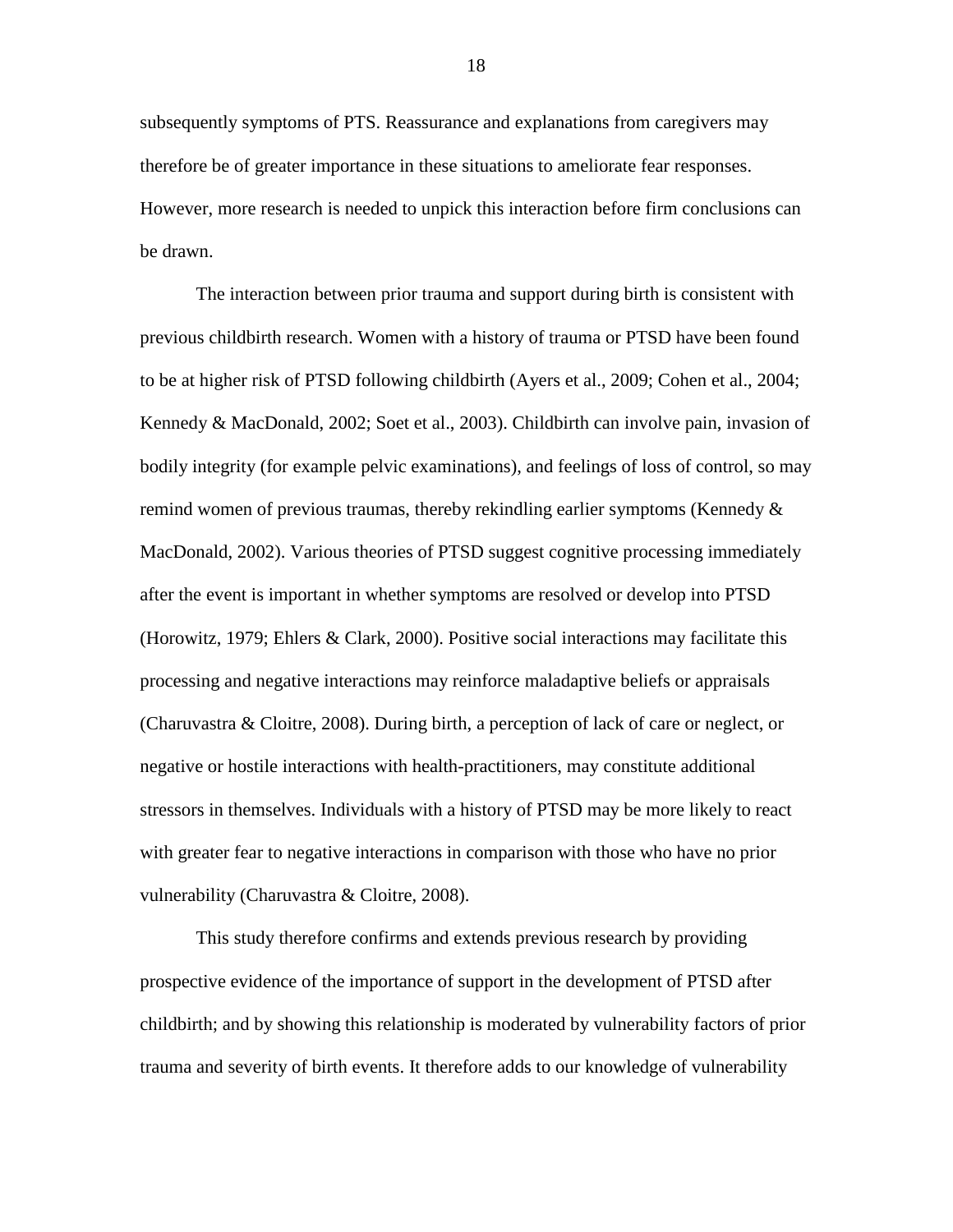subsequently symptoms of PTS. Reassurance and explanations from caregivers may therefore be of greater importance in these situations to ameliorate fear responses. However, more research is needed to unpick this interaction before firm conclusions can be drawn.

The interaction between prior trauma and support during birth is consistent with previous childbirth research. Women with a history of trauma or PTSD have been found to be at higher risk of PTSD following childbirth (Ayers et al., 2009; Cohen et al., 2004; Kennedy & MacDonald, 2002; Soet et al., 2003). Childbirth can involve pain, invasion of bodily integrity (for example pelvic examinations), and feelings of loss of control, so may remind women of previous traumas, thereby rekindling earlier symptoms (Kennedy & MacDonald, 2002). Various theories of PTSD suggest cognitive processing immediately after the event is important in whether symptoms are resolved or develop into PTSD (Horowitz, 1979; Ehlers & Clark, 2000). Positive social interactions may facilitate this processing and negative interactions may reinforce maladaptive beliefs or appraisals (Charuvastra & Cloitre, 2008). During birth, a perception of lack of care or neglect, or negative or hostile interactions with health-practitioners, may constitute additional stressors in themselves. Individuals with a history of PTSD may be more likely to react with greater fear to negative interactions in comparison with those who have no prior vulnerability (Charuvastra & Cloitre, 2008).

This study therefore confirms and extends previous research by providing prospective evidence of the importance of support in the development of PTSD after childbirth; and by showing this relationship is moderated by vulnerability factors of prior trauma and severity of birth events. It therefore adds to our knowledge of vulnerability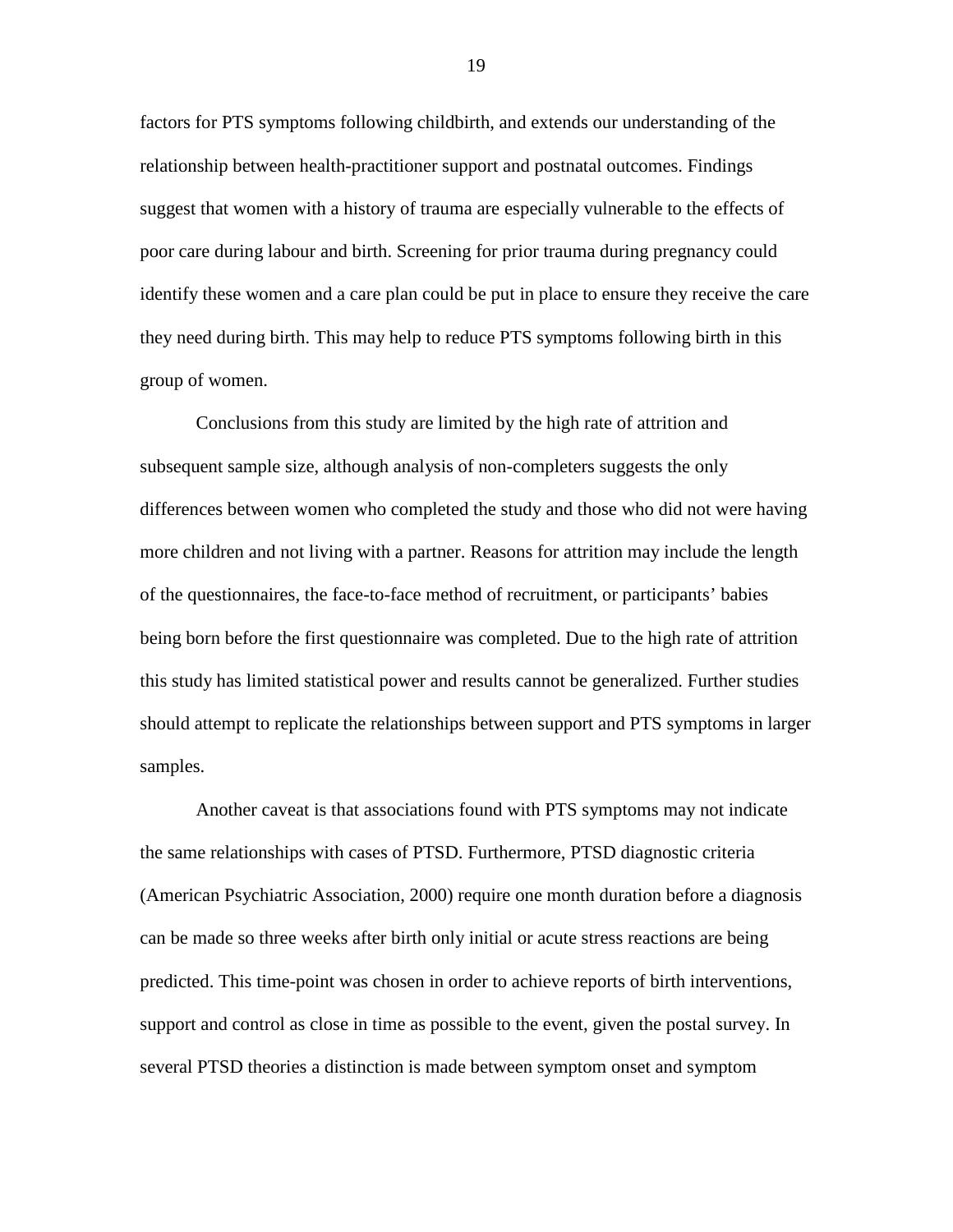factors for PTS symptoms following childbirth, and extends our understanding of the relationship between health-practitioner support and postnatal outcomes. Findings suggest that women with a history of trauma are especially vulnerable to the effects of poor care during labour and birth. Screening for prior trauma during pregnancy could identify these women and a care plan could be put in place to ensure they receive the care they need during birth. This may help to reduce PTS symptoms following birth in this group of women.

Conclusions from this study are limited by the high rate of attrition and subsequent sample size, although analysis of non-completers suggests the only differences between women who completed the study and those who did not were having more children and not living with a partner. Reasons for attrition may include the length of the questionnaires, the face-to-face method of recruitment, or participants' babies being born before the first questionnaire was completed. Due to the high rate of attrition this study has limited statistical power and results cannot be generalized. Further studies should attempt to replicate the relationships between support and PTS symptoms in larger samples.

Another caveat is that associations found with PTS symptoms may not indicate the same relationships with cases of PTSD. Furthermore, PTSD diagnostic criteria (American Psychiatric Association, 2000) require one month duration before a diagnosis can be made so three weeks after birth only initial or acute stress reactions are being predicted. This time-point was chosen in order to achieve reports of birth interventions, support and control as close in time as possible to the event, given the postal survey. In several PTSD theories a distinction is made between symptom onset and symptom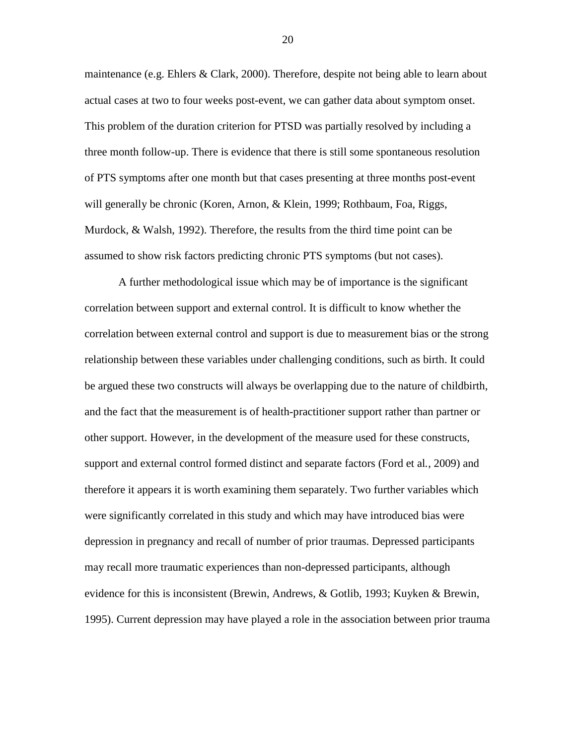maintenance (e.g. Ehlers & Clark, 2000). Therefore, despite not being able to learn about actual cases at two to four weeks post-event, we can gather data about symptom onset. This problem of the duration criterion for PTSD was partially resolved by including a three month follow-up. There is evidence that there is still some spontaneous resolution of PTS symptoms after one month but that cases presenting at three months post-event will generally be chronic (Koren, Arnon, & Klein, 1999; Rothbaum, Foa, Riggs, Murdock, & Walsh, 1992). Therefore, the results from the third time point can be assumed to show risk factors predicting chronic PTS symptoms (but not cases).

A further methodological issue which may be of importance is the significant correlation between support and external control. It is difficult to know whether the correlation between external control and support is due to measurement bias or the strong relationship between these variables under challenging conditions, such as birth. It could be argued these two constructs will always be overlapping due to the nature of childbirth, and the fact that the measurement is of health-practitioner support rather than partner or other support. However, in the development of the measure used for these constructs, support and external control formed distinct and separate factors (Ford et al., 2009) and therefore it appears it is worth examining them separately. Two further variables which were significantly correlated in this study and which may have introduced bias were depression in pregnancy and recall of number of prior traumas. Depressed participants may recall more traumatic experiences than non-depressed participants, although evidence for this is inconsistent (Brewin, Andrews, & Gotlib, 1993; Kuyken & Brewin, 1995). Current depression may have played a role in the association between prior trauma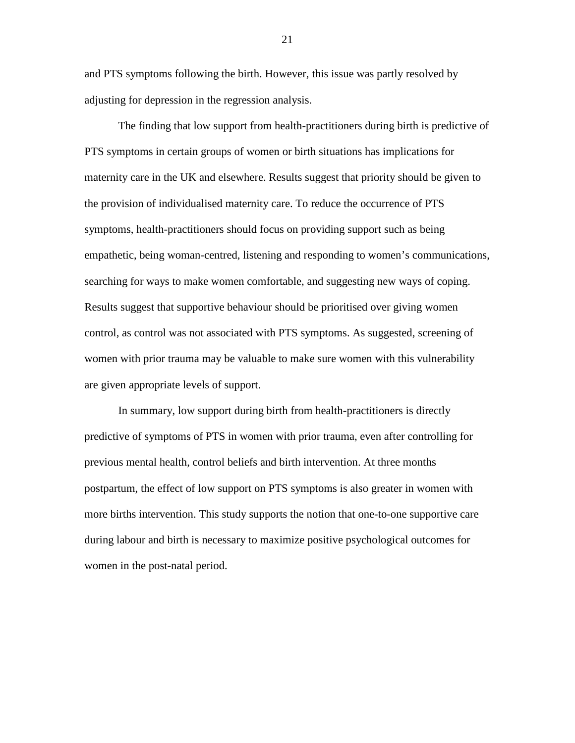and PTS symptoms following the birth. However, this issue was partly resolved by adjusting for depression in the regression analysis.

The finding that low support from health-practitioners during birth is predictive of PTS symptoms in certain groups of women or birth situations has implications for maternity care in the UK and elsewhere. Results suggest that priority should be given to the provision of individualised maternity care. To reduce the occurrence of PTS symptoms, health-practitioners should focus on providing support such as being empathetic, being woman-centred, listening and responding to women's communications, searching for ways to make women comfortable, and suggesting new ways of coping. Results suggest that supportive behaviour should be prioritised over giving women control, as control was not associated with PTS symptoms. As suggested, screening of women with prior trauma may be valuable to make sure women with this vulnerability are given appropriate levels of support.

In summary, low support during birth from health-practitioners is directly predictive of symptoms of PTS in women with prior trauma, even after controlling for previous mental health, control beliefs and birth intervention. At three months postpartum, the effect of low support on PTS symptoms is also greater in women with more births intervention. This study supports the notion that one-to-one supportive care during labour and birth is necessary to maximize positive psychological outcomes for women in the post-natal period.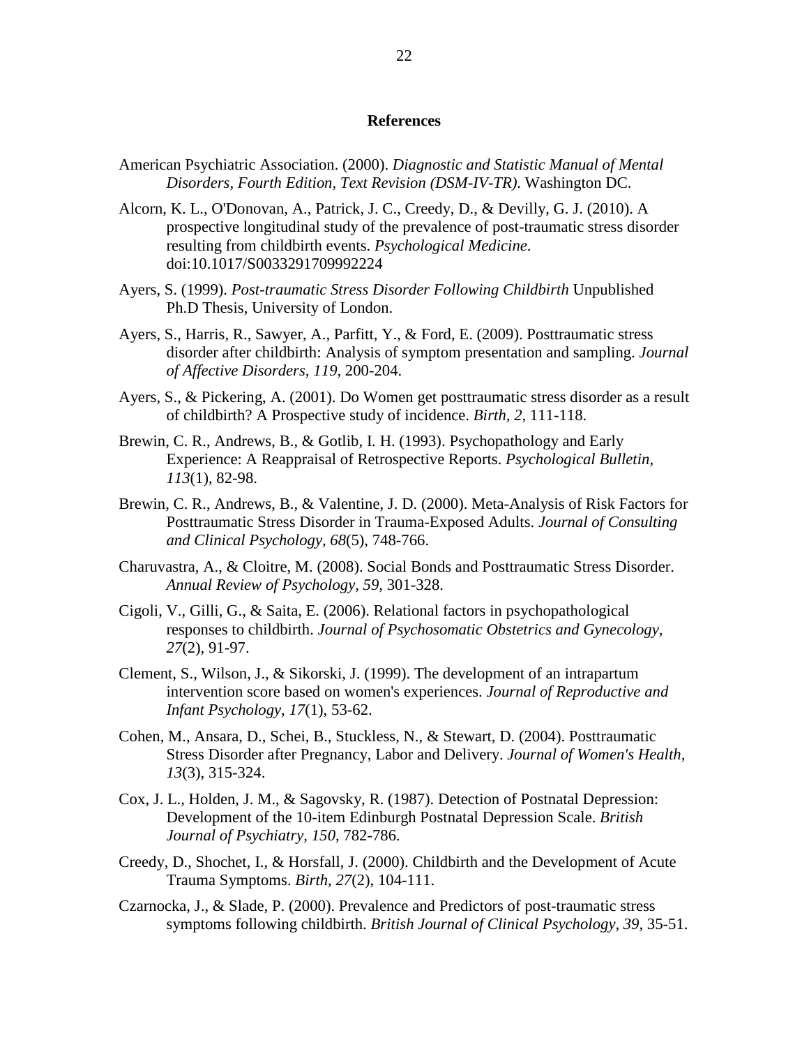## References

American Psychiatric Association. (2000). *Diagnostic and Statistic Manual of Mental Disorders, Fourth Edition, Text Revision (DSM-IV-TR)*. Washington DC.

Alcorn, K. L., O'Donovan, A., Patrick, J. C., Creedy, D., & Devilly, G. J. (2010). A prospective longitudinal study of the prevalence of post-traumatic stress disorder resulting from childbirth events. *Psychological Medicine*. doi:10.1017/S0033291709992224

Ayers, S. (1999). *Post-traumatic Stress Disorder Following Childbirth* Unpublished Ph.D Thesis, University of London.

Ayers, S., Harris, R., Sawyer, A., Parfitt, Y., & Ford, E. (2009). Posttraumatic stress disorder after childbirth: Analysis of symptom presentation and sampling. *Journal of Affective Disorders, 119*, 200-204.

Ayers, S., & Pickering, A. (2001). Do Women get posttraumatic stress disorder as a result of childbirth? A Prospective study of incidence. *Birth, 2*, 111-118.

Brewin, C. R., Andrews, B., & Gotlib, I. H. (1993). Psychopathology and Early Experience: A Reappraisal of Retrospective Reports. *Psychological Bulletin, 113*(1), 82-98.

Brewin, C. R., Andrews, B., & Valentine, J. D. (2000). Meta-Analysis of Risk Factors for Posttraumatic Stress Disorder in Trauma-Exposed Adults. *Journal of Consulting and Clinical Psychology, 68*(5), 748-766.

Charuvastra, A., & Cloitre, M. (2008). Social Bonds and Posttraumatic Stress Disorder. *Annual Review of Psychology, 59*, 301-328.

Cigoli, V., Gilli, G., & Saita, E. (2006). Relational factors in psychopathological responses to childbirth. *Journal of Psychosomatic Obstetrics and Gynecology, 27*(2), 91-97.

Clement, S., Wilson, J., & Sikorski, J. (1999). The development of an intrapartum intervention score based on women's experiences. *Journal of Reproductive and Infant Psychology, 17*(1), 53-62.

Cohen, M., Ansara, D., Schei, B., Stuckless, N., & Stewart, D. (2004). Posttraumatic Stress Disorder after Pregnancy, Labor and Delivery. *Journal of Women's Health, 13*(3), 315-324.

Cox, J. L., Holden, J. M., & Sagovsky, R. (1987). Detection of Postnatal Depression: Development of the 10-item Edinburgh Postnatal Depression Scale. *British Journal of Psychiatry, 150*, 782-786.

Creedy, D., Shochet, I., & Horsfall, J. (2000). Childbirth and the Development of Acute Trauma Symptoms. *Birth, 27*(2), 104-111.

Czarnocka, J., & Slade, P. (2000). Prevalence and Predictors of post-traumatic stress symptoms following childbirth. *British Journal of Clinical Psychology, 39*, 35-51.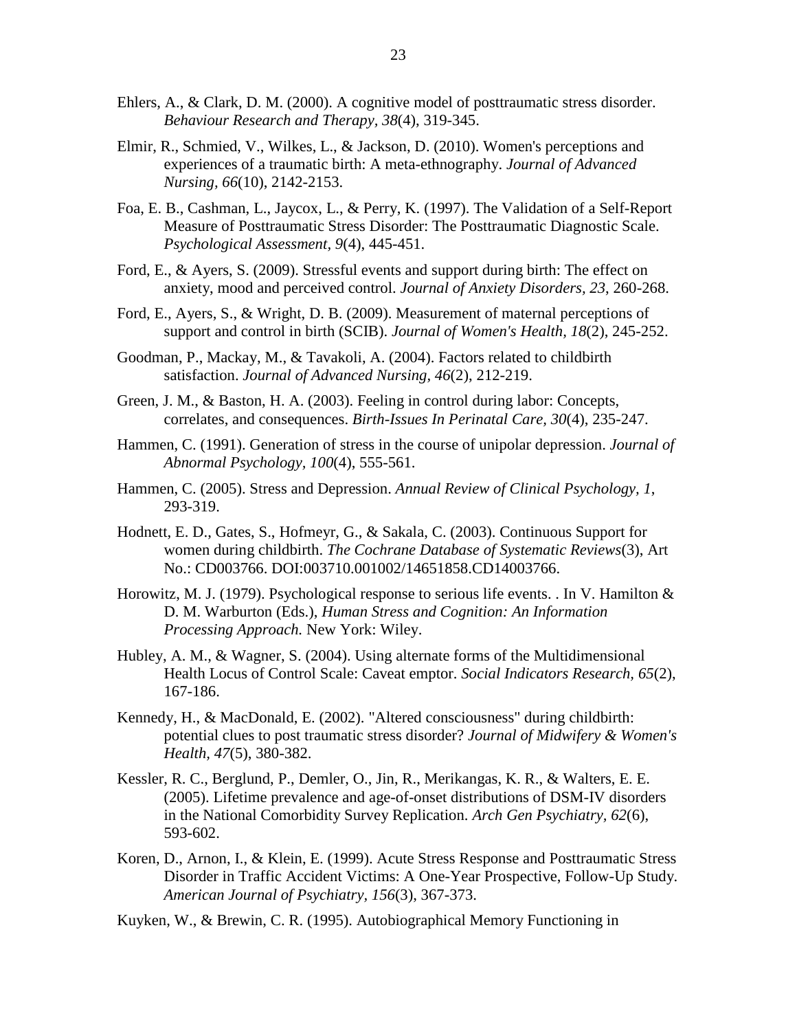Ehlers, A., & Clark, D. M. (2000). A cognitive model of posttraumatic stress disorder. *Behaviour Research and Therapy, 38*(4), 319-345.

Elmir, R., Schmied, V., Wilkes, L., & Jackson, D. (2010). Women's perceptions and experiences of a traumatic birth: A meta-ethnography. *Journal of Advanced Nursing, 66*(10), 2142-2153.

Foa, E. B., Cashman, L., Jaycox, L., & Perry, K. (1997). The Validation of a Self-Report Measure of Posttraumatic Stress Disorder: The Posttraumatic Diagnostic Scale. *Psychological Assessment, 9*(4), 445-451.

Ford, E., & Ayers, S. (2009). Stressful events and support during birth: The effect on anxiety, mood and perceived control. *Journal of Anxiety Disorders, 23*, 260-268.

Ford, E., Ayers, S., & Wright, D. B. (2009). Measurement of maternal perceptions of support and control in birth (SCIB). *Journal of Women's Health, 18*(2), 245-252.

Goodman, P., Mackay, M., & Tavakoli, A. (2004). Factors related to childbirth satisfaction. *Journal of Advanced Nursing, 46*(2), 212-219.

Green, J. M., & Baston, H. A. (2003). Feeling in control during labor: Concepts, correlates, and consequences. *Birth-Issues In Perinatal Care, 30*(4), 235-247.

Hammen, C. (1991). Generation of stress in the course of unipolar depression. *Journal of Abnormal Psychology, 100*(4), 555-561.

Hammen, C. (2005). Stress and Depression. *Annual Review of Clinical Psychology, 1*, 293-319.

Hodnett, E. D., Gates, S., Hofmeyr, G., & Sakala, C. (2003). Continuous Support for women during childbirth. *The Cochrane Database of Systematic Reviews*(3), Art No.: CD003766. DOI:003710.001002/14651858.CD14003766.

Horowitz, M. J. (1979). Psychological response to serious life events. . In V. Hamilton & D. M. Warburton (Eds.), *Human Stress and Cognition: An Information Processing Approach.* New York: Wiley.

Hubley, A. M., & Wagner, S. (2004). Using alternate forms of the Multidimensional Health Locus of Control Scale: Caveat emptor. *Social Indicators Research, 65*(2), 167-186.

Kennedy, H., & MacDonald, E. (2002). "Altered consciousness" during childbirth: potential clues to post traumatic stress disorder? *Journal of Midwifery & Women's Health, 47*(5), 380-382.

Kessler, R. C., Berglund, P., Demler, O., Jin, R., Merikangas, K. R., & Walters, E. E. (2005). Lifetime prevalence and age-of-onset distributions of DSM-IV disorders in the National Comorbidity Survey Replication. *Arch Gen Psychiatry, 62*(6), 593-602.

Koren, D., Arnon, I., & Klein, E. (1999). Acute Stress Response and Posttraumatic Stress Disorder in Traffic Accident Victims: A One-Year Prospective, Follow-Up Study. *American Journal of Psychiatry, 156*(3), 367-373.

Kuyken, W., & Brewin, C. R. (1995). Autobiographical Memory Functioning in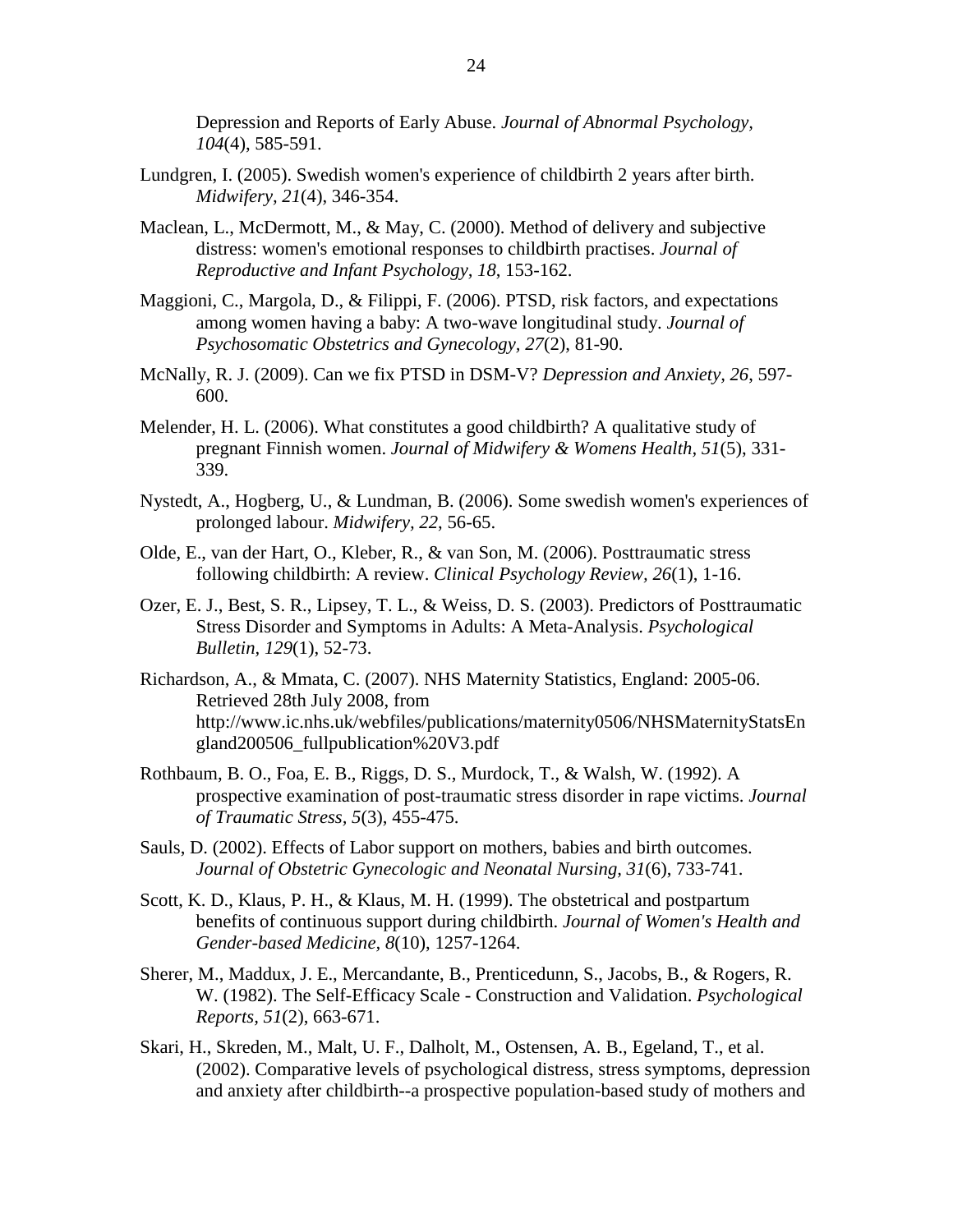Depression and Reports of Early Abuse. *Journal of Abnormal Psychology, 104*(4), 585-591.

Lundgren, I. (2005). Swedish women's experience of childbirth 2 years after birth. *Midwifery, 21*(4), 346-354.

Maclean, L., McDermott, M., & May, C. (2000). Method of delivery and subjective distress: women's emotional responses to childbirth practises. *Journal of Reproductive and Infant Psychology, 18*, 153-162.

Maggioni, C., Margola, D., & Filippi, F. (2006). PTSD, risk factors, and expectations among women having a baby: A two-wave longitudinal study. *Journal of Psychosomatic Obstetrics and Gynecology, 27*(2), 81-90.

McNally, R. J. (2009). Can we fix PTSD in DSM-V? *Depression and Anxiety, 26*, 597-600.

Melender, H. L. (2006). What constitutes a good childbirth? A qualitative study of pregnant Finnish women. *Journal of Midwifery & Womens Health, 51*(5), 331-339.

Nystedt, A., Hogberg, U., & Lundman, B. (2006). Some swedish women's experiences of prolonged labour. *Midwifery, 22*, 56-65.

Olde, E., van der Hart, O., Kleber, R., & van Son, M. (2006). Posttraumatic stress following childbirth: A review. *Clinical Psychology Review, 26*(1), 1-16.

Ozer, E. J., Best, S. R., Lipsey, T. L., & Weiss, D. S. (2003). Predictors of Posttraumatic Stress Disorder and Symptoms in Adults: A Meta-Analysis. *Psychological Bulletin, 129*(1), 52-73.

Richardson, A., & Mmata, C. (2007). NHS Maternity Statistics, England: 2005-06. Retrieved 28th July 2008, from http://www.ic.nhs.uk/webfiles/publications/maternity0506/NHSMaternityStatsEngland200506_fullpublication%20V3.pdf

Rothbaum, B. O., Foa, E. B., Riggs, D. S., Murdock, T., & Walsh, W. (1992). A prospective examination of post-traumatic stress disorder in rape victims. *Journal of Traumatic Stress, 5*(3), 455-475.

Sauls, D. (2002). Effects of Labor support on mothers, babies and birth outcomes. *Journal of Obstetric Gynecologic and Neonatal Nursing, 31*(6), 733-741.

Scott, K. D., Klaus, P. H., & Klaus, M. H. (1999). The obstetrical and postpartum benefits of continuous support during childbirth. *Journal of Women's Health and Gender-based Medicine, 8*(10), 1257-1264.

Sherer, M., Maddux, J. E., Mercandante, B., Prenticedunn, S., Jacobs, B., & Rogers, R. W. (1982). The Self-Efficacy Scale - Construction and Validation. *Psychological Reports, 51*(2), 663-671.

Skari, H., Skreden, M., Malt, U. F., Dalholt, M., Ostensen, A. B., Egeland, T., et al. (2002). Comparative levels of psychological distress, stress symptoms, depression and anxiety after childbirth--a prospective population-based study of mothers and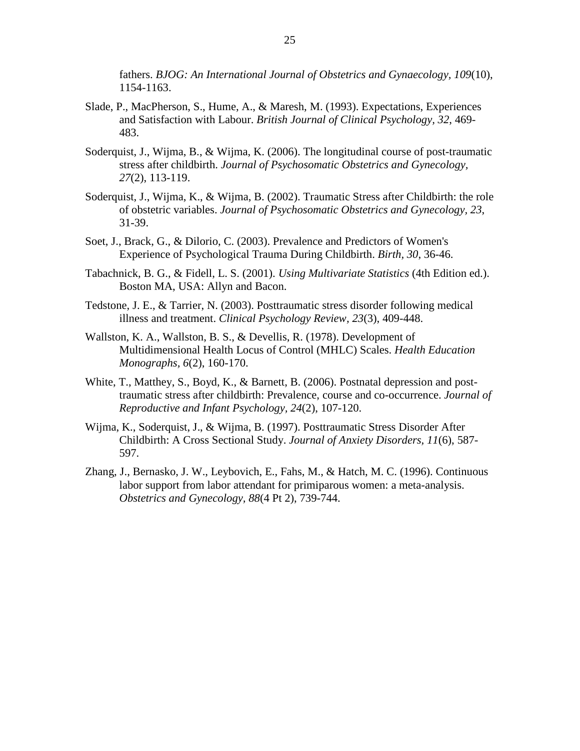fathers. *BJOG: An International Journal of Obstetrics and Gynaecology, 109*(10), 1154-1163.

Slade, P., MacPherson, S., Hume, A., & Maresh, M. (1993). Expectations, Experiences and Satisfaction with Labour. *British Journal of Clinical Psychology, 32*, 469-483.

Soderquist, J., Wijma, B., & Wijma, K. (2006). The longitudinal course of post-traumatic stress after childbirth. *Journal of Psychosomatic Obstetrics and Gynecology, 27*(2), 113-119.

Soderquist, J., Wijma, K., & Wijma, B. (2002). Traumatic Stress after Childbirth: the role of obstetric variables. *Journal of Psychosomatic Obstetrics and Gynecology, 23*, 31-39.

Soet, J., Brack, G., & Dilorio, C. (2003). Prevalence and Predictors of Women's Experience of Psychological Trauma During Childbirth. *Birth, 30*, 36-46.

Tabachnick, B. G., & Fidell, L. S. (2001). *Using Multivariate Statistics* (4th Edition ed.). Boston MA, USA: Allyn and Bacon.

Tedstone, J. E., & Tarrier, N. (2003). Posttraumatic stress disorder following medical illness and treatment. *Clinical Psychology Review, 23*(3), 409-448.

Wallston, K. A., Wallston, B. S., & Devellis, R. (1978). Development of Multidimensional Health Locus of Control (MHLC) Scales. *Health Education Monographs, 6*(2), 160-170.

White, T., Matthey, S., Boyd, K., & Barnett, B. (2006). Postnatal depression and post-traumatic stress after childbirth: Prevalence, course and co-occurrence. *Journal of Reproductive and Infant Psychology, 24*(2), 107-120.

Wijma, K., Soderquist, J., & Wijma, B. (1997). Posttraumatic Stress Disorder After Childbirth: A Cross Sectional Study. *Journal of Anxiety Disorders, 11*(6), 587-597.

Zhang, J., Bernasko, J. W., Leybovich, E., Fahs, M., & Hatch, M. C. (1996). Continuous labor support from labor attendant for primiparous women: a meta-analysis. *Obstetrics and Gynecology, 88*(4 Pt 2), 739-744.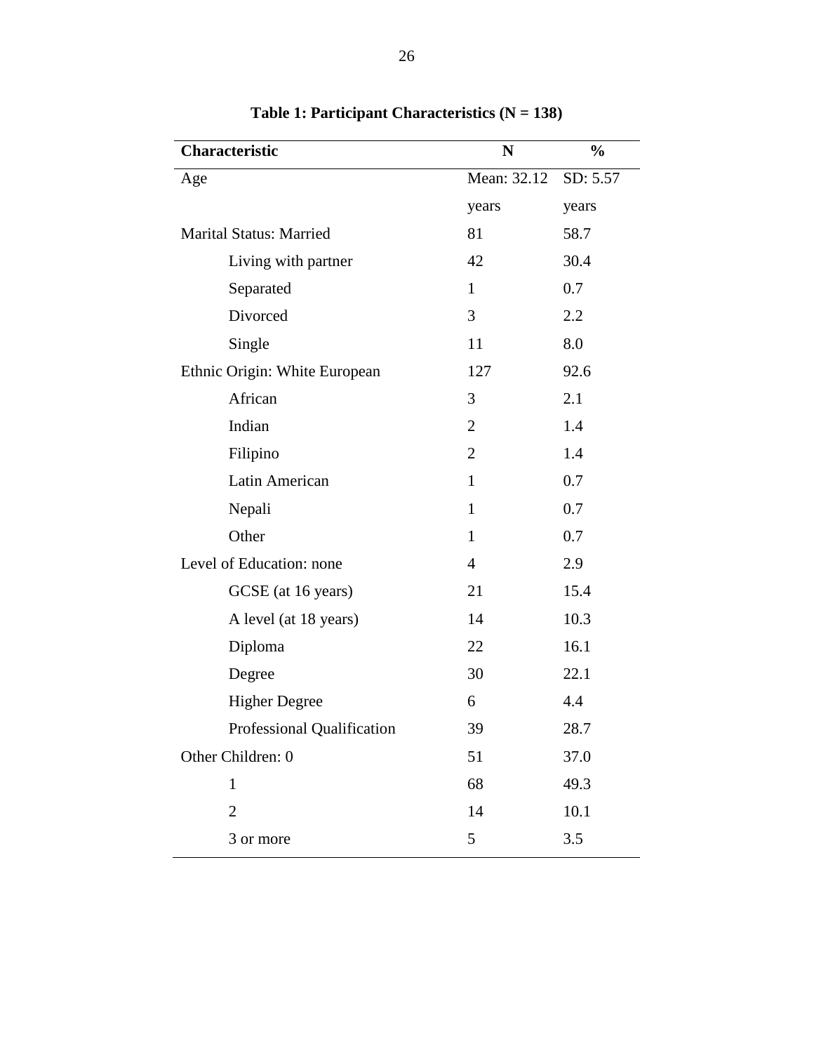**Table 1: Participant Characteristics (N = 138)**

| Characteristic | N | % |
|---|---|---|
| Age | Mean: 32.12 years | SD: 5.57 years |
| Marital Status: Married | 81 | 58.7 |
| Living with partner | 42 | 30.4 |
| Separated | 1 | 0.7 |
| Divorced | 3 | 2.2 |
| Single | 11 | 8.0 |
| Ethnic Origin: White European | 127 | 92.6 |
| African | 3 | 2.1 |
| Indian | 2 | 1.4 |
| Filipino | 2 | 1.4 |
| Latin American | 1 | 0.7 |
| Nepali | 1 | 0.7 |
| Other | 1 | 0.7 |
| Level of Education: none | 4 | 2.9 |
| GCSE (at 16 years) | 21 | 15.4 |
| A level (at 18 years) | 14 | 10.3 |
| Diploma | 22 | 16.1 |
| Degree | 30 | 22.1 |
| Higher Degree | 6 | 4.4 |
| Professional Qualification | 39 | 28.7 |
| Other Children: 0 | 51 | 37.0 |
| 1 | 68 | 49.3 |
| 2 | 14 | 10.1 |
| 3 or more | 5 | 3.5 |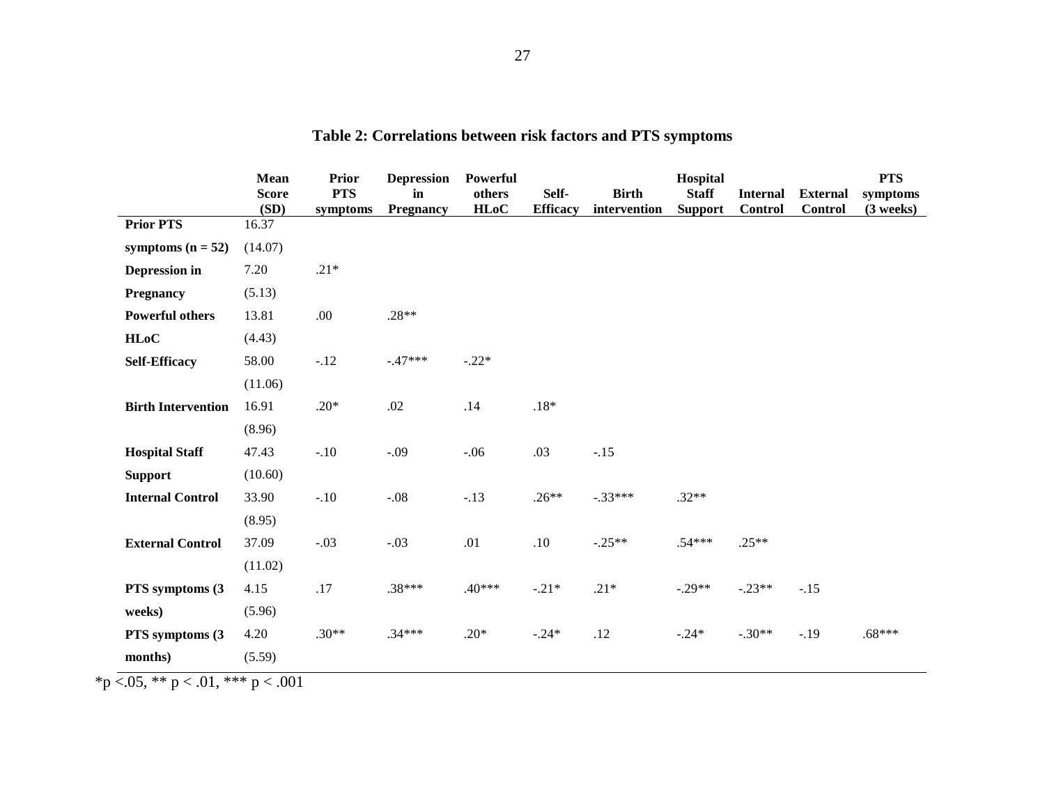## Table 2: Correlations between risk factors and PTS symptoms

| | Mean Score (SD) | Prior PTS symptoms | Depression in Pregnancy | Powerful others HLoC | Self-Efficacy | Birth intervention | Hospital Staff Support | Internal Control | External Control | PTS symptoms (3 weeks) |
|---|---|---|---|---|---|---|---|---|---|---|
| **Prior PTS symptoms (n = 52)** | 16.37 (14.07) | | | | | | | | | |
| **Depression in Pregnancy** | 7.20 (5.13) | .21* | | | | | | | | |
| **Powerful others HLoC** | 13.81 (4.43) | .00 | .28** | | | | | | | |
| **Self-Efficacy** | 58.00 (11.06) | -.12 | -.47*** | -.22* | | | | | | |
| **Birth Intervention** | 16.91 (8.96) | .20* | .02 | .14 | .18* | | | | | |
| **Hospital Staff Support** | 47.43 (10.60) | -.10 | -.09 | -.06 | .03 | -.15 | | | | |
| **Internal Control** | 33.90 (8.95) | -.10 | -.08 | -.13 | .26** | -.33*** | .32** | | | |
| **External Control** | 37.09 (11.02) | -.03 | -.03 | .01 | .10 | -.25** | .54*** | .25** | | |
| **PTS symptoms (3 weeks)** | 4.15 (5.96) | .17 | .38*** | .40*** | -.21* | .21* | -.29** | -.23** | -.15 | |
| **PTS symptoms (3 months)** | 4.20 (5.59) | .30** | .34*** | .20* | -.24* | .12 | -.24* | -.30** | -.19 | .68*** |

*p <.05, ** p < .01, *** p < .001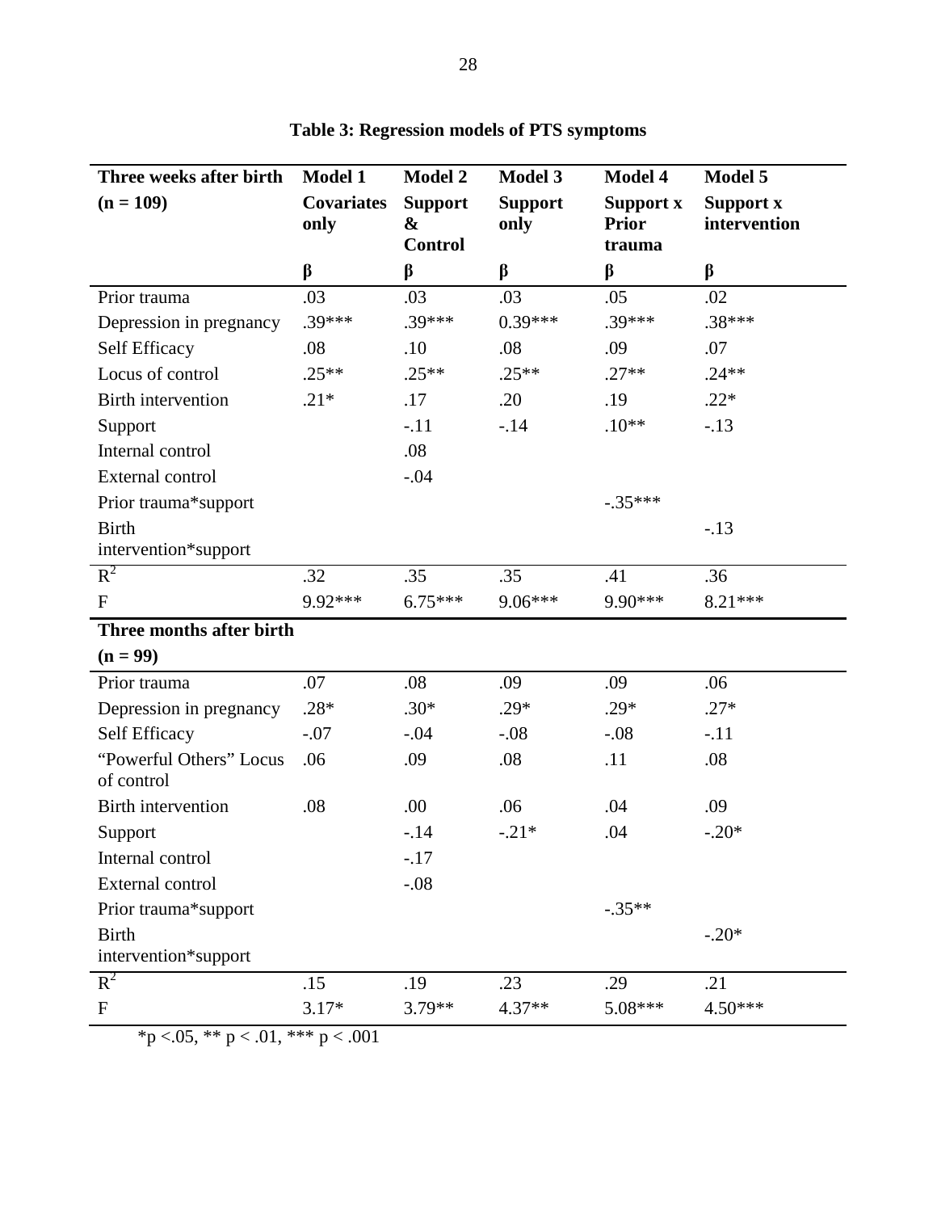**Table 3: Regression models of PTS symptoms**

| Three weeks after birth (n = 109) | Model 1 Covariates only | Model 2 Support & Control | Model 3 Support only | Model 4 Support x Prior trauma | Model 5 Support x intervention |
|---|---|---|---|---|---|
| | β | β | β | β | β |
| Prior trauma | .03 | .03 | .03 | .05 | .02 |
| Depression in pregnancy | .39*** | .39*** | 0.39*** | .39*** | .38*** |
| Self Efficacy | .08 | .10 | .08 | .09 | .07 |
| Locus of control | .25** | .25** | .25** | .27** | .24** |
| Birth intervention | .21* | .17 | .20 | .19 | .22* |
| Support | | -.11 | -.14 | .10** | -.13 |
| Internal control | | .08 | | | |
| External control | | -.04 | | | |
| Prior trauma*support | | | | -.35*** | |
| Birth intervention*support | | | | | -.13 |
| $R^2$ | .32 | .35 | .35 | .41 | .36 |
| F | 9.92*** | 6.75*** | 9.06*** | 9.90*** | 8.21*** |
| **Three months after birth (n = 99)** | | | | | |
| Prior trauma | .07 | .08 | .09 | .09 | .06 |
| Depression in pregnancy | .28* | .30* | .29* | .29* | .27* |
| Self Efficacy | -.07 | -.04 | -.08 | -.08 | -.11 |
| "Powerful Others" Locus of control | .06 | .09 | .08 | .11 | .08 |
| Birth intervention | .08 | .00 | .06 | .04 | .09 |
| Support | | -.14 | -.21* | .04 | -.20* |
| Internal control | | -.17 | | | |
| External control | | -.08 | | | |
| Prior trauma*support | | | | -.35** | |
| Birth intervention*support | | | | | -.20* |
| $R^2$ | .15 | .19 | .23 | .29 | .21 |
| F | 3.17* | 3.79** | 4.37** | 5.08*** | 4.50*** |

*p <.05, ** p < .01, *** p < .001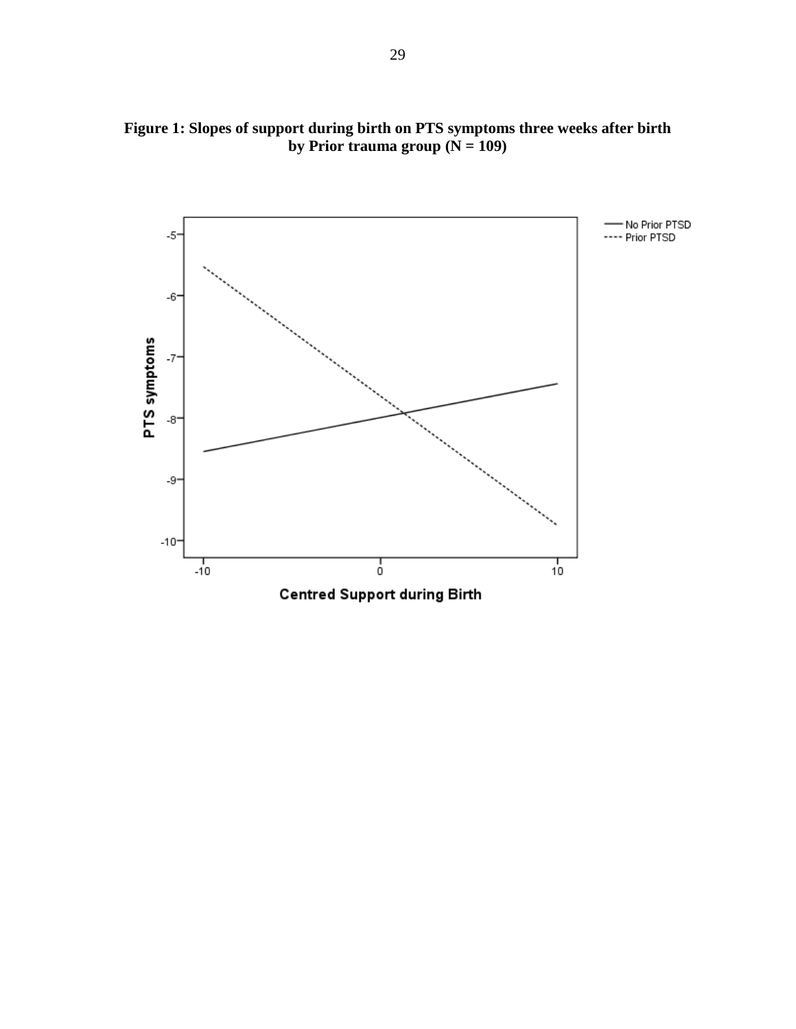**Figure 1: Slopes of support during birth on PTS symptoms three weeks after birth by Prior trauma group (N = 109)**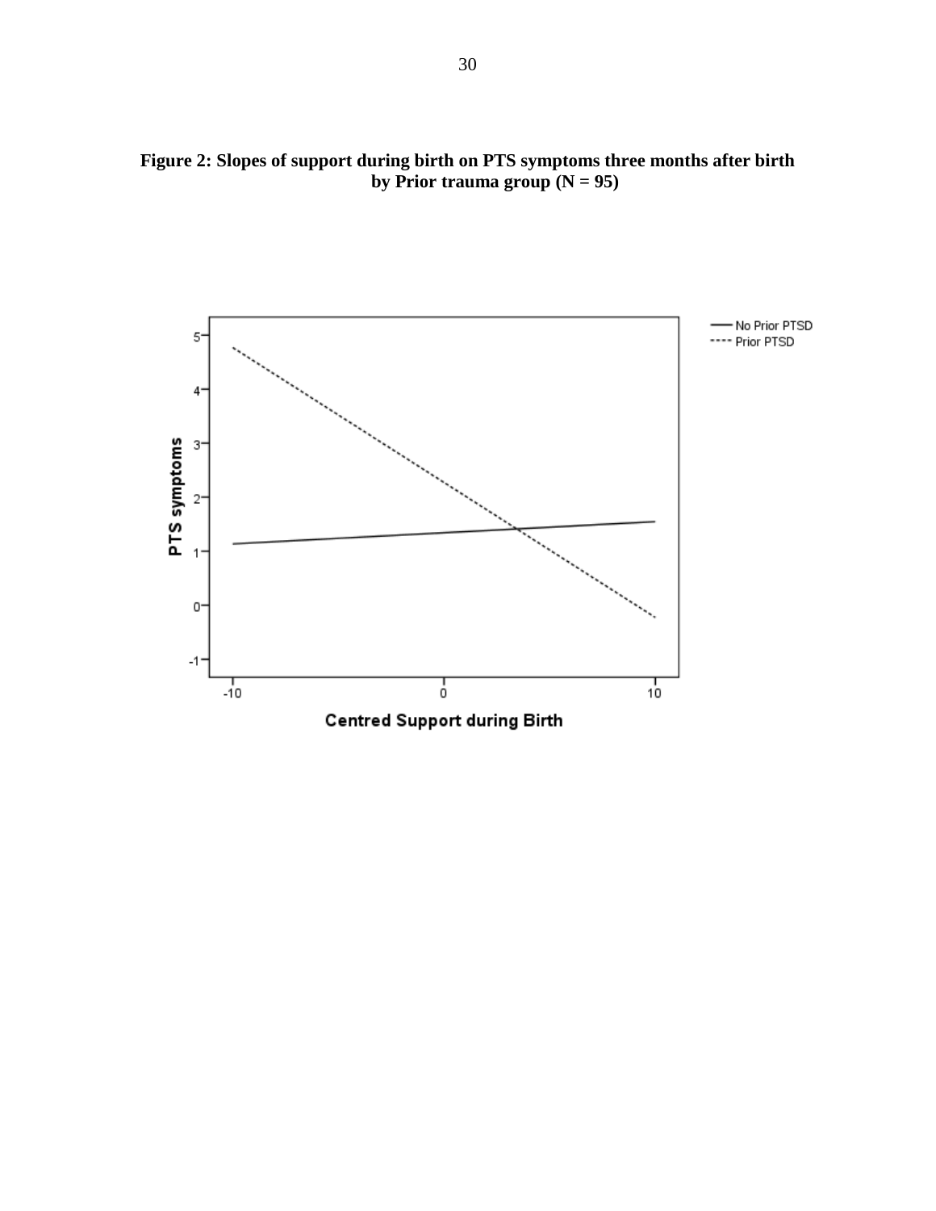**Figure 2: Slopes of support during birth on PTS symptoms three months after birth by Prior trauma group (N = 95)**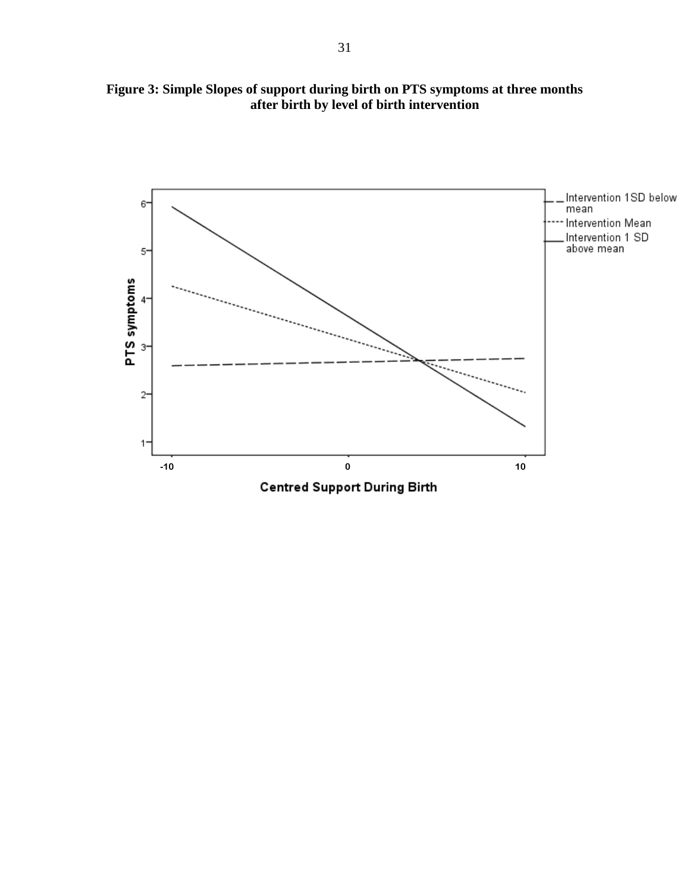**Figure 3: Simple Slopes of support during birth on PTS symptoms at three months after birth by level of birth intervention**

PTS symptoms

6
5
4
3
2
1

-10
0
10

Centred Support During Birth

Intervention 1SD below mean
Intervention Mean
Intervention 1 SD above mean